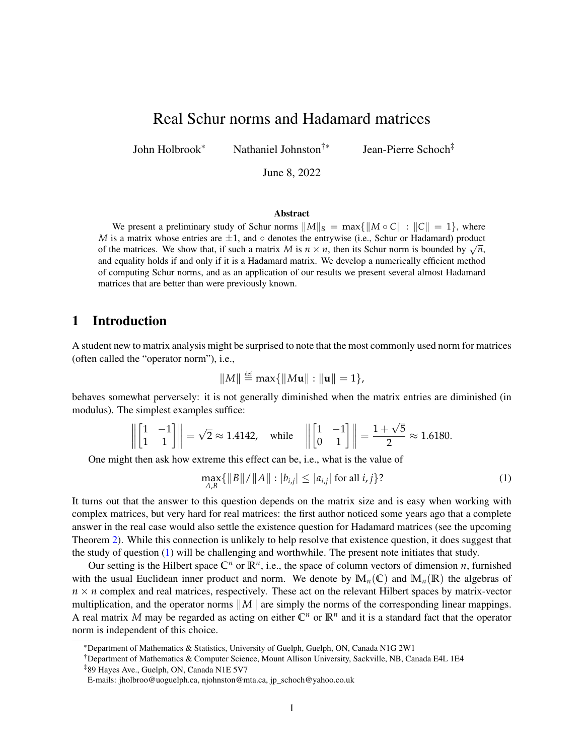# Real Schur norms and Hadamard matrices

John Holbrook[*] Nathaniel Johnston[†*] Jean-Pierre Schoch[‡]

June 8, 2022

### Abstract

We present a preliminary study of Schur norms $\|M\|_S = \max\{\|M \circ C\| : \|C\| = 1\}$, where $M$ is a matrix whose entries are $\pm 1$, and $\circ$ denotes the entrywise (i.e., Schur or Hadamard) product of the matrices. We show that, if such a matrix $M$ is $n \times n$, then its Schur norm is bounded by $\sqrt{n}$, and equality holds if and only if it is a Hadamard matrix. We develop a numerically efficient method of computing Schur norms, and as an application of our results we present several almost Hadamard matrices that are better than were previously known.

## 1 Introduction

A student new to matrix analysis might be surprised to note that the most commonly used norm for matrices (often called the "operator norm"), i.e.,

$$\|M\| \stackrel{\text{def}}{=} \max\{\|M\mathbf{u}\| : \|\mathbf{u}\| = 1\},$$

behaves somewhat perversely: it is not generally diminished when the matrix entries are diminished (in modulus). The simplest examples suffice:

$$\left\| \begin{bmatrix} 1 & -1 \\ 1 & 1 \end{bmatrix} \right\| = \sqrt{2} \approx 1.4142, \quad \text{while} \quad \left\| \begin{bmatrix} 1 & -1 \\ 0 & 1 \end{bmatrix} \right\| = \frac{1+\sqrt{5}}{2} \approx 1.6180.$$

One might then ask how extreme this effect can be, i.e., what is the value of

$$\max_{A,B}\{\|B\|/\|A\| : |b_{i,j}| \leq |a_{i,j}| \text{ for all } i,j\}? \tag{1}$$

It turns out that the answer to this question depends on the matrix size and is easy when working with complex matrices, but very hard for real matrices: the first author noticed some years ago that a complete answer in the real case would also settle the existence question for Hadamard matrices (see the upcoming Theorem 2). While this connection is unlikely to help resolve that existence question, it does suggest that the study of question (1) will be challenging and worthwhile. The present note initiates that study.

Our setting is the Hilbert space $\mathbb{C}^n$ or $\mathbb{R}^n$, i.e., the space of column vectors of dimension $n$, furnished with the usual Euclidean inner product and norm. We denote by $\mathbb{M}_n(\mathbb{C})$ and $\mathbb{M}_n(\mathbb{R})$ the algebras of $n \times n$ complex and real matrices, respectively. These act on the relevant Hilbert spaces by matrix-vector multiplication, and the operator norms $\|M\|$ are simply the norms of the corresponding linear mappings. A real matrix $M$ may be regarded as acting on either $\mathbb{C}^n$ or $\mathbb{R}^n$ and it is a standard fact that the operator norm is independent of this choice.

---

[*] Department of Mathematics & Statistics, University of Guelph, Guelph, ON, Canada N1G 2W1

[†] Department of Mathematics & Computer Science, Mount Allison University, Sackville, NB, Canada E4L 1E4

[‡] 89 Hayes Ave., Guelph, ON, Canada N1E 5V7

E-mails: jholbroo@uoguelph.ca, njohnston@mta.ca, jp_schoch@yahoo.co.uk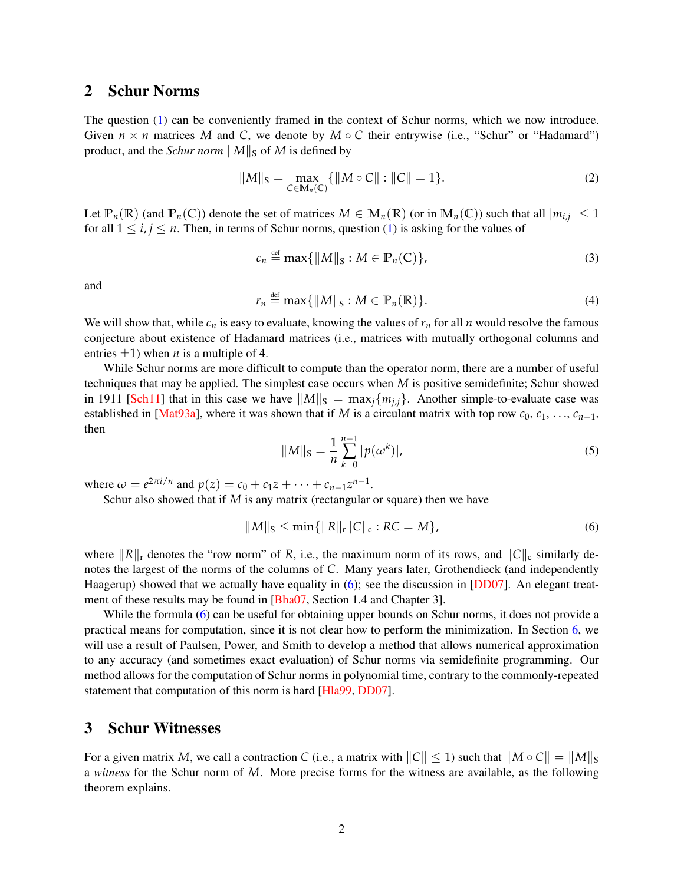## 2 Schur Norms

The question (1) can be conveniently framed in the context of Schur norms, which we now introduce. Given $n \times n$ matrices $M$ and $C$, we denote by $M \circ C$ their entrywise (i.e., "Schur" or "Hadamard") product, and the *Schur norm* $\|M\|_S$ of $M$ is defined by

$$\|M\|_S = \max_{C \in \mathbb{M}_n(\mathbb{C})} \{\|M \circ C\| : \|C\| = 1\}. \tag{2}$$

Let $\mathbb{P}_n(\mathbb{R})$ (and $\mathbb{P}_n(\mathbb{C})$) denote the set of matrices $M \in \mathbb{M}_n(\mathbb{R})$ (or in $\mathbb{M}_n(\mathbb{C})$) such that all $|m_{i,j}| \leq 1$ for all $1 \leq i, j \leq n$. Then, in terms of Schur norms, question (1) is asking for the values of

$$c_n \stackrel{\text{def}}{=} \max\{\|M\|_S : M \in \mathbb{P}_n(\mathbb{C})\}, \tag{3}$$

and

$$r_n \stackrel{\text{def}}{=} \max\{\|M\|_S : M \in \mathbb{P}_n(\mathbb{R})\}. \tag{4}$$

We will show that, while $c_n$ is easy to evaluate, knowing the values of $r_n$ for all $n$ would resolve the famous conjecture about existence of Hadamard matrices (i.e., matrices with mutually orthogonal columns and entries $\pm 1$) when $n$ is a multiple of 4.

While Schur norms are more difficult to compute than the operator norm, there are a number of useful techniques that may be applied. The simplest case occurs when $M$ is positive semidefinite; Schur showed in 1911 [Sch11] that in this case we have $\|M\|_S = \max_j\{m_{j,j}\}$. Another simple-to-evaluate case was established in [Mat93a], where it was shown that if $M$ is a circulant matrix with top row $c_0, c_1, \ldots, c_{n-1}$, then

$$\|M\|_S = \frac{1}{n} \sum_{k=0}^{n-1} |p(\omega^k)|, \tag{5}$$

where $\omega = e^{2\pi i/n}$ and $p(z) = c_0 + c_1 z + \cdots + c_{n-1} z^{n-1}$.

Schur also showed that if $M$ is any matrix (rectangular or square) then we have

$$\|M\|_S \leq \min\{\|R\|_r \|C\|_c : RC = M\}, \tag{6}$$

where $\|R\|_r$ denotes the "row norm" of $R$, i.e., the maximum norm of its rows, and $\|C\|_c$ similarly denotes the largest of the norms of the columns of $C$. Many years later, Grothendieck (and independently Haagerup) showed that we actually have equality in (6); see the discussion in [DD07]. An elegant treatment of these results may be found in [Bha07, Section 1.4 and Chapter 3].

While the formula (6) can be useful for obtaining upper bounds on Schur norms, it does not provide a practical means for computation, since it is not clear how to perform the minimization. In Section 6, we will use a result of Paulsen, Power, and Smith to develop a method that allows numerical approximation to any accuracy (and sometimes exact evaluation) of Schur norms via semidefinite programming. Our method allows for the computation of Schur norms in polynomial time, contrary to the commonly-repeated statement that computation of this norm is hard [Hla99, DD07].

## 3 Schur Witnesses

For a given matrix $M$, we call a contraction $C$ (i.e., a matrix with $\|C\| \leq 1$) such that $\|M \circ C\| = \|M\|_S$ a *witness* for the Schur norm of $M$. More precise forms for the witness are available, as the following theorem explains.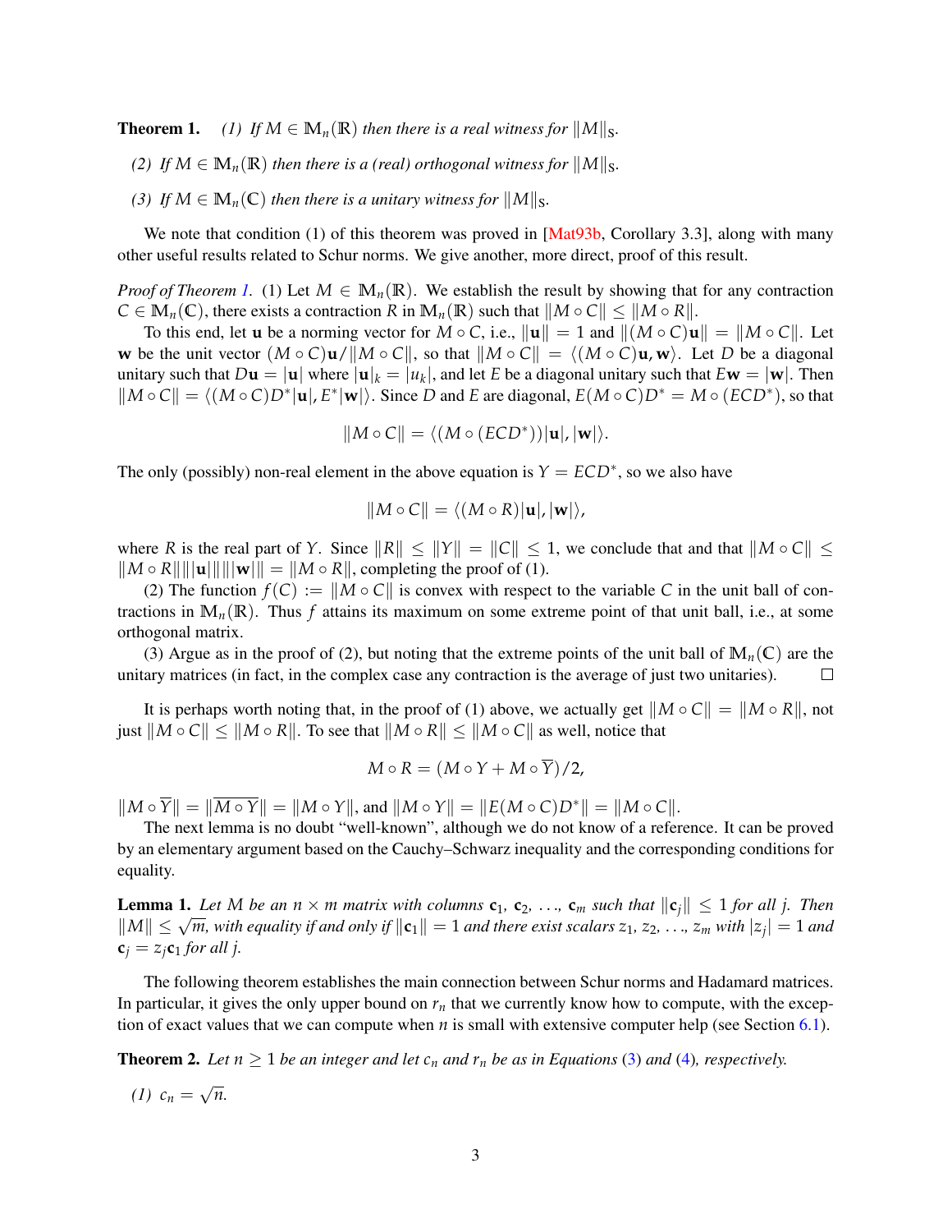**Theorem 1.** *(1) If $M \in \mathbb{M}_n(\mathbb{R})$ then there is a real witness for $\|M\|_S$.*

*(2) If $M \in \mathbb{M}_n(\mathbb{R})$ then there is a (real) orthogonal witness for $\|M\|_S$.*

*(3) If $M \in \mathbb{M}_n(\mathbb{C})$ then there is a unitary witness for $\|M\|_S$.*

We note that condition (1) of this theorem was proved in [Mat93b, Corollary 3.3], along with many other useful results related to Schur norms. We give another, more direct, proof of this result.

*Proof of Theorem 1.* (1) Let $M \in \mathbb{M}_n(\mathbb{R})$. We establish the result by showing that for any contraction $C \in \mathbb{M}_n(\mathbb{C})$, there exists a contraction $R$ in $\mathbb{M}_n(\mathbb{R})$ such that $\|M \circ C\| \leq \|M \circ R\|$.

To this end, let $\mathbf{u}$ be a norming vector for $M \circ C$, i.e., $\|\mathbf{u}\| = 1$ and $\|(M \circ C)\mathbf{u}\| = \|M \circ C\|$. Let $\mathbf{w}$ be the unit vector $(M \circ C)\mathbf{u}/\|M \circ C\|$, so that $\|M \circ C\| = \langle (M \circ C)\mathbf{u}, \mathbf{w}\rangle$. Let $D$ be a diagonal unitary such that $D\mathbf{u} = |\mathbf{u}|$ where $|\mathbf{u}|_k = |u_k|$, and let $E$ be a diagonal unitary such that $E\mathbf{w} = |\mathbf{w}|$. Then $\|M \circ C\| = \langle (M \circ C)D^*|\mathbf{u}|, E^*|\mathbf{w}|\rangle$. Since $D$ and $E$ are diagonal, $E(M \circ C)D^* = M \circ (ECD^*)$, so that

$$\|M \circ C\| = \langle (M \circ (ECD^*))|\mathbf{u}|, |\mathbf{w}|\rangle.$$

The only (possibly) non-real element in the above equation is $Y = ECD^*$, so we also have

$$\|M \circ C\| = \langle (M \circ R)|\mathbf{u}|, |\mathbf{w}|\rangle,$$

where $R$ is the real part of $Y$. Since $\|R\| \leq \|Y\| = \|C\| \leq 1$, we conclude that and that $\|M \circ C\| \leq \|M \circ R\|\||\mathbf{u}|\|\||\mathbf{w}|\| = \|M \circ R\|$, completing the proof of (1).

(2) The function $f(C) := \|M \circ C\|$ is convex with respect to the variable $C$ in the unit ball of contractions in $\mathbb{M}_n(\mathbb{R})$. Thus $f$ attains its maximum on some extreme point of that unit ball, i.e., at some orthogonal matrix.

(3) Argue as in the proof of (2), but noting that the extreme points of the unit ball of $\mathbb{M}_n(\mathbb{C})$ are the unitary matrices (in fact, in the complex case any contraction is the average of just two unitaries). $\square$

It is perhaps worth noting that, in the proof of (1) above, we actually get $\|M \circ C\| = \|M \circ R\|$, not just $\|M \circ C\| \leq \|M \circ R\|$. To see that $\|M \circ R\| \leq \|M \circ C\|$ as well, notice that

$$M \circ R = (M \circ Y + M \circ \overline{Y})/2,$$

$\|M \circ \overline{Y}\| = \|\overline{M \circ Y}\| = \|M \circ Y\|$, and $\|M \circ Y\| = \|E(M \circ C)D^*\| = \|M \circ C\|$.

The next lemma is no doubt "well-known", although we do not know of a reference. It can be proved by an elementary argument based on the Cauchy–Schwarz inequality and the corresponding conditions for equality.

**Lemma 1.** *Let $M$ be an $n \times m$ matrix with columns $\mathbf{c}_1, \mathbf{c}_2, \ldots, \mathbf{c}_m$ such that $\|\mathbf{c}_j\| \leq 1$ for all $j$. Then $\|M\| \leq \sqrt{m}$, with equality if and only if $\|\mathbf{c}_1\| = 1$ and there exist scalars $z_1, z_2, \ldots, z_m$ with $|z_j| = 1$ and $\mathbf{c}_j = z_j\mathbf{c}_1$ for all $j$.*

The following theorem establishes the main connection between Schur norms and Hadamard matrices. In particular, it gives the only upper bound on $r_n$ that we currently know how to compute, with the exception of exact values that we can compute when $n$ is small with extensive computer help (see Section 6.1).

**Theorem 2.** *Let $n \geq 1$ be an integer and let $c_n$ and $r_n$ be as in Equations (3) and (4), respectively.*

*(1) $c_n = \sqrt{n}$.*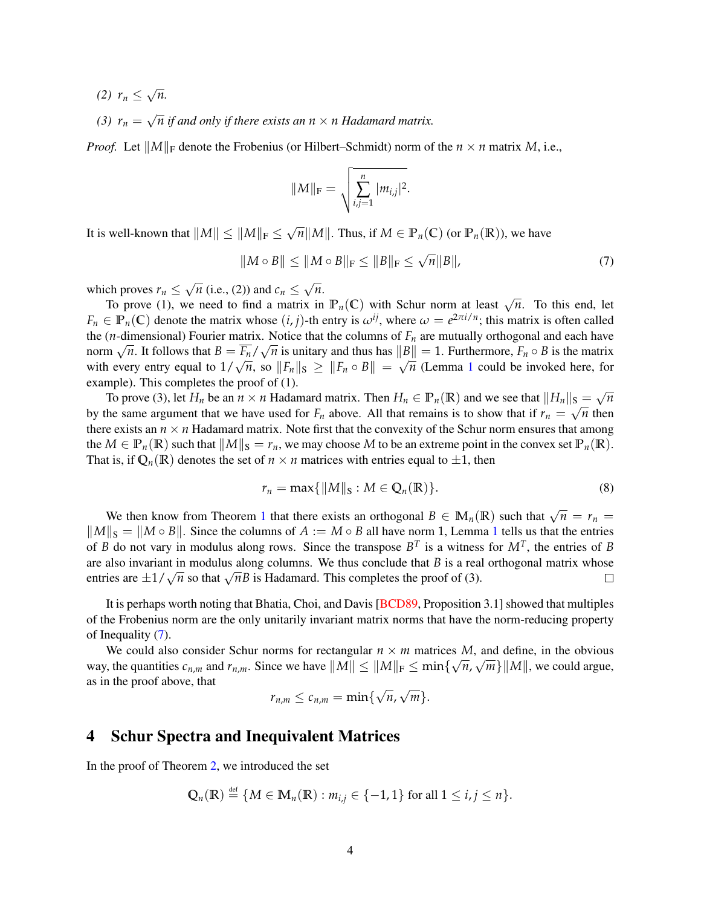*(2)* $r_n \leq \sqrt{n}$.

*(3)* $r_n = \sqrt{n}$ *if and only if there exists an* $n \times n$ *Hadamard matrix.*

*Proof.* Let $\|M\|_{\mathrm{F}}$ denote the Frobenius (or Hilbert–Schmidt) norm of the $n \times n$ matrix $M$, i.e.,

$$\|M\|_{\mathrm{F}} = \sqrt{\sum_{i,j=1}^{n} |m_{i,j}|^2}.$$

It is well-known that $\|M\| \leq \|M\|_{\mathrm{F}} \leq \sqrt{n}\|M\|$. Thus, if $M \in \mathbb{P}_n(\mathbb{C})$ (or $\mathbb{P}_n(\mathbb{R})$), we have

$$\|M \circ B\| \leq \|M \circ B\|_{\mathrm{F}} \leq \|B\|_{\mathrm{F}} \leq \sqrt{n}\|B\|, \tag{7}$$

which proves $r_n \leq \sqrt{n}$ (i.e., (2)) and $c_n \leq \sqrt{n}$.

To prove (1), we need to find a matrix in $\mathbb{P}_n(\mathbb{C})$ with Schur norm at least $\sqrt{n}$. To this end, let $F_n \in \mathbb{P}_n(\mathbb{C})$ denote the matrix whose $(i,j)$-th entry is $\omega^{ij}$, where $\omega = e^{2\pi i/n}$; this matrix is often called the ($n$-dimensional) Fourier matrix. Notice that the columns of $F_n$ are mutually orthogonal and each have norm $\sqrt{n}$. It follows that $B = \overline{F_n}/\sqrt{n}$ is unitary and thus has $\|B\| = 1$. Furthermore, $F_n \circ B$ is the matrix with every entry equal to $1/\sqrt{n}$, so $\|F_n\|_{\mathrm{S}} \geq \|F_n \circ B\| = \sqrt{n}$ (Lemma 1 could be invoked here, for example). This completes the proof of (1).

To prove (3), let $H_n$ be an $n \times n$ Hadamard matrix. Then $H_n \in \mathbb{P}_n(\mathbb{R})$ and we see that $\|H_n\|_{\mathrm{S}} = \sqrt{n}$ by the same argument that we have used for $F_n$ above. All that remains is to show that if $r_n = \sqrt{n}$ then there exists an $n \times n$ Hadamard matrix. Note first that the convexity of the Schur norm ensures that among the $M \in \mathbb{P}_n(\mathbb{R})$ such that $\|M\|_{\mathrm{S}} = r_n$, we may choose $M$ to be an extreme point in the convex set $\mathbb{P}_n(\mathbb{R})$. That is, if $\mathbb{Q}_n(\mathbb{R})$ denotes the set of $n \times n$ matrices with entries equal to $\pm 1$, then

$$r_n = \max\{\|M\|_{\mathrm{S}} : M \in \mathbb{Q}_n(\mathbb{R})\}. \tag{8}$$

We then know from Theorem 1 that there exists an orthogonal $B \in \mathbb{M}_n(\mathbb{R})$ such that $\sqrt{n} = r_n = \|M\|_{\mathrm{S}} = \|M \circ B\|$. Since the columns of $A := M \circ B$ all have norm 1, Lemma 1 tells us that the entries of $B$ do not vary in modulus along rows. Since the transpose $B^T$ is a witness for $M^T$, the entries of $B$ are also invariant in modulus along columns. We thus conclude that $B$ is a real orthogonal matrix whose entries are $\pm 1/\sqrt{n}$ so that $\sqrt{n}B$ is Hadamard. This completes the proof of (3). ∎

It is perhaps worth noting that Bhatia, Choi, and Davis [BCD89, Proposition 3.1] showed that multiples of the Frobenius norm are the only unitarily invariant matrix norms that have the norm-reducing property of Inequality (7).

We could also consider Schur norms for rectangular $n \times m$ matrices $M$, and define, in the obvious way, the quantities $c_{n,m}$ and $r_{n,m}$. Since we have $\|M\| \leq \|M\|_{\mathrm{F}} \leq \min\{\sqrt{n}, \sqrt{m}\}\|M\|$, we could argue, as in the proof above, that

$$r_{n,m} \leq c_{n,m} = \min\{\sqrt{n}, \sqrt{m}\}.$$

## 4 Schur Spectra and Inequivalent Matrices

In the proof of Theorem 2, we introduced the set

$$\mathbb{Q}_n(\mathbb{R}) \stackrel{\text{def}}{=} \{M \in \mathbb{M}_n(\mathbb{R}) : m_{i,j} \in \{-1, 1\} \text{ for all } 1 \leq i, j \leq n\}.$$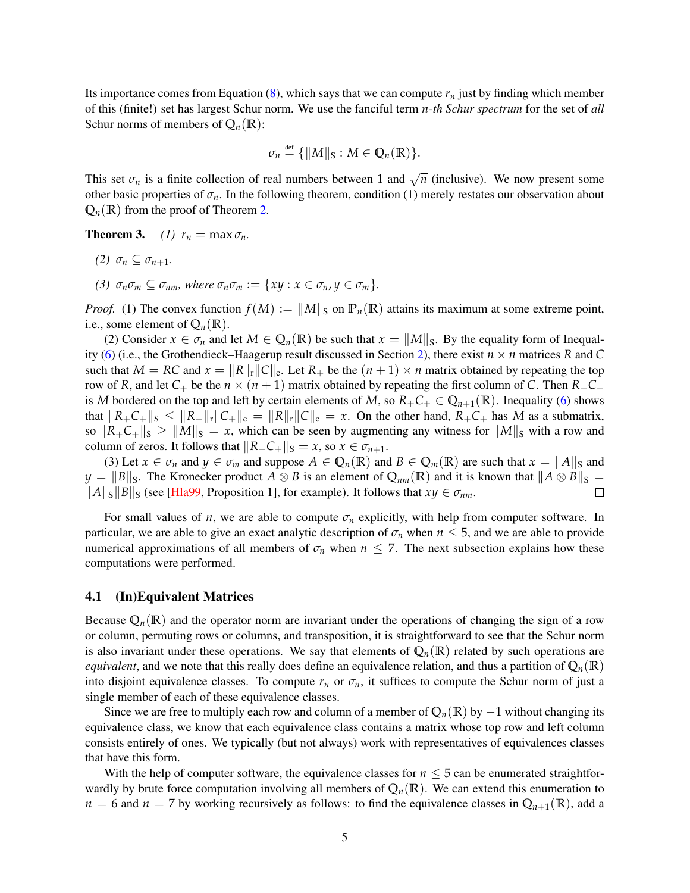Its importance comes from Equation (8), which says that we can compute $r_n$ just by finding which member of this (finite!) set has largest Schur norm. We use the fanciful term *$n$-th Schur spectrum* for the set of *all* Schur norms of members of $\mathbb{Q}_n(\mathbb{R})$:

$$\sigma_n \stackrel{\text{def}}{=} \{\|M\|_{\mathrm{S}} : M \in \mathbb{Q}_n(\mathbb{R})\}.$$

This set $\sigma_n$ is a finite collection of real numbers between 1 and $\sqrt{n}$ (inclusive). We now present some other basic properties of $\sigma_n$. In the following theorem, condition (1) merely restates our observation about $\mathbb{Q}_n(\mathbb{R})$ from the proof of Theorem 2.

**Theorem 3.** *(1) $r_n = \max \sigma_n$.*

*(2) $\sigma_n \subseteq \sigma_{n+1}$.*

*(3) $\sigma_n \sigma_m \subseteq \sigma_{nm}$, where $\sigma_n \sigma_m := \{xy : x \in \sigma_n, y \in \sigma_m\}$.*

*Proof.* (1) The convex function $f(M) := \|M\|_{\mathrm{S}}$ on $\mathbb{P}_n(\mathbb{R})$ attains its maximum at some extreme point, i.e., some element of $\mathbb{Q}_n(\mathbb{R})$.

(2) Consider $x \in \sigma_n$ and let $M \in \mathbb{Q}_n(\mathbb{R})$ be such that $x = \|M\|_{\mathrm{S}}$. By the equality form of Inequality (6) (i.e., the Grothendieck–Haagerup result discussed in Section 2), there exist $n \times n$ matrices $R$ and $C$ such that $M = RC$ and $x = \|R\|_{\mathrm{r}}\|C\|_{\mathrm{c}}$. Let $R_+$ be the $(n+1) \times n$ matrix obtained by repeating the top row of $R$, and let $C_+$ be the $n \times (n+1)$ matrix obtained by repeating the first column of $C$. Then $R_+C_+$ is $M$ bordered on the top and left by certain elements of $M$, so $R_+C_+ \in \mathbb{Q}_{n+1}(\mathbb{R})$. Inequality (6) shows that $\|R_+C_+\|_{\mathrm{S}} \leq \|R_+\|_{\mathrm{r}}\|C_+\|_{\mathrm{c}} = \|R\|_{\mathrm{r}}\|C\|_{\mathrm{c}} = x$. On the other hand, $R_+C_+$ has $M$ as a submatrix, so $\|R_+C_+\|_{\mathrm{S}} \geq \|M\|_{\mathrm{S}} = x$, which can be seen by augmenting any witness for $\|M\|_{\mathrm{S}}$ with a row and column of zeros. It follows that $\|R_+C_+\|_{\mathrm{S}} = x$, so $x \in \sigma_{n+1}$.

(3) Let $x \in \sigma_n$ and $y \in \sigma_m$ and suppose $A \in \mathbb{Q}_n(\mathbb{R})$ and $B \in \mathbb{Q}_m(\mathbb{R})$ are such that $x = \|A\|_{\mathrm{S}}$ and $y = \|B\|_{\mathrm{S}}$. The Kronecker product $A \otimes B$ is an element of $\mathbb{Q}_{nm}(\mathbb{R})$ and it is known that $\|A \otimes B\|_{\mathrm{S}} = \|A\|_{\mathrm{S}}\|B\|_{\mathrm{S}}$ (see [Hla99, Proposition 1], for example). It follows that $xy \in \sigma_{nm}$. $\square$

For small values of $n$, we are able to compute $\sigma_n$ explicitly, with help from computer software. In particular, we are able to give an exact analytic description of $\sigma_n$ when $n \leq 5$, and we are able to provide numerical approximations of all members of $\sigma_n$ when $n \leq 7$. The next subsection explains how these computations were performed.

### 4.1 (In)Equivalent Matrices

Because $\mathbb{Q}_n(\mathbb{R})$ and the operator norm are invariant under the operations of changing the sign of a row or column, permuting rows or columns, and transposition, it is straightforward to see that the Schur norm is also invariant under these operations. We say that elements of $\mathbb{Q}_n(\mathbb{R})$ related by such operations are *equivalent*, and we note that this really does define an equivalence relation, and thus a partition of $\mathbb{Q}_n(\mathbb{R})$ into disjoint equivalence classes. To compute $r_n$ or $\sigma_n$, it suffices to compute the Schur norm of just a single member of each of these equivalence classes.

Since we are free to multiply each row and column of a member of $\mathbb{Q}_n(\mathbb{R})$ by $-1$ without changing its equivalence class, we know that each equivalence class contains a matrix whose top row and left column consists entirely of ones. We typically (but not always) work with representatives of equivalences classes that have this form.

With the help of computer software, the equivalence classes for $n \leq 5$ can be enumerated straightforwardly by brute force computation involving all members of $\mathbb{Q}_n(\mathbb{R})$. We can extend this enumeration to $n = 6$ and $n = 7$ by working recursively as follows: to find the equivalence classes in $\mathbb{Q}_{n+1}(\mathbb{R})$, add a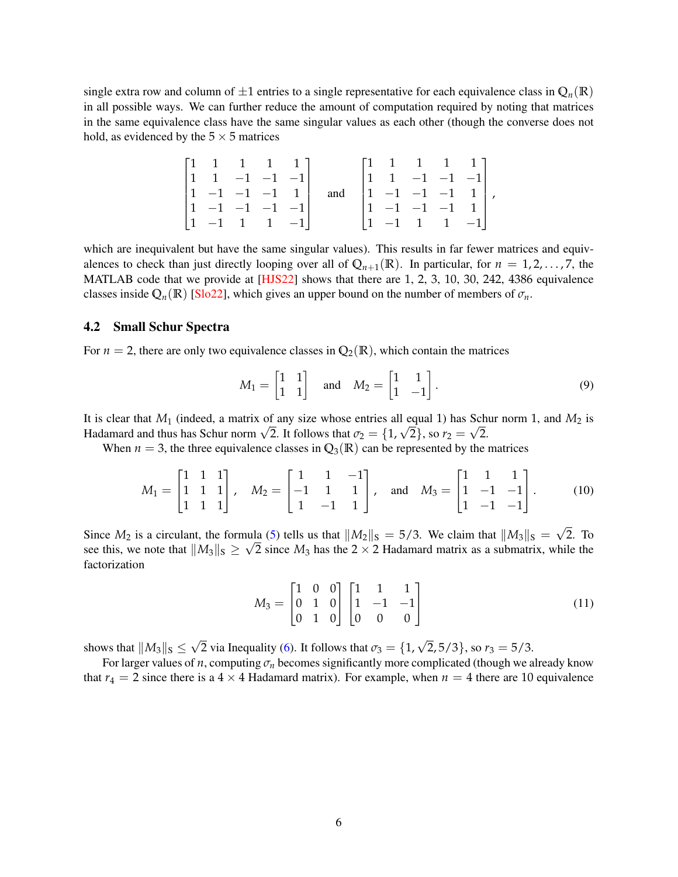single extra row and column of $\pm 1$ entries to a single representative for each equivalence class in $\mathbb{Q}_n(\mathbb{R})$ in all possible ways. We can further reduce the amount of computation required by noting that matrices in the same equivalence class have the same singular values as each other (though the converse does not hold, as evidenced by the $5 \times 5$ matrices

$$\begin{bmatrix} 1 & 1 & 1 & 1 & 1 \\ 1 & 1 & -1 & -1 & -1 \\ 1 & -1 & -1 & -1 & 1 \\ 1 & -1 & -1 & -1 & -1 \\ 1 & -1 & 1 & 1 & -1 \end{bmatrix} \quad \text{and} \quad \begin{bmatrix} 1 & 1 & 1 & 1 & 1 \\ 1 & 1 & -1 & -1 & -1 \\ 1 & -1 & -1 & -1 & 1 \\ 1 & -1 & -1 & -1 & 1 \\ 1 & -1 & 1 & 1 & -1 \end{bmatrix},$$

which are inequivalent but have the same singular values). This results in far fewer matrices and equivalences to check than just directly looping over all of $\mathbb{Q}_{n+1}(\mathbb{R})$. In particular, for $n = 1, 2, \ldots, 7$, the MATLAB code that we provide at [HJS22] shows that there are 1, 2, 3, 10, 30, 242, 4386 equivalence classes inside $\mathbb{Q}_n(\mathbb{R})$ [Slo22], which gives an upper bound on the number of members of $\sigma_n$.

### 4.2 Small Schur Spectra

For $n = 2$, there are only two equivalence classes in $\mathbb{Q}_2(\mathbb{R})$, which contain the matrices

$$M_1 = \begin{bmatrix} 1 & 1 \\ 1 & 1 \end{bmatrix} \quad \text{and} \quad M_2 = \begin{bmatrix} 1 & 1 \\ 1 & -1 \end{bmatrix}. \tag{9}$$

It is clear that $M_1$ (indeed, a matrix of any size whose entries all equal 1) has Schur norm 1, and $M_2$ is Hadamard and thus has Schur norm $\sqrt{2}$. It follows that $\sigma_2 = \{1, \sqrt{2}\}$, so $r_2 = \sqrt{2}$.

When $n = 3$, the three equivalence classes in $\mathbb{Q}_3(\mathbb{R})$ can be represented by the matrices

$$M_1 = \begin{bmatrix} 1 & 1 & 1 \\ 1 & 1 & 1 \\ 1 & 1 & 1 \end{bmatrix}, \quad M_2 = \begin{bmatrix} 1 & 1 & -1 \\ -1 & 1 & 1 \\ 1 & -1 & 1 \end{bmatrix}, \quad \text{and} \quad M_3 = \begin{bmatrix} 1 & 1 & 1 \\ 1 & -1 & -1 \\ 1 & -1 & -1 \end{bmatrix}. \tag{10}$$

Since $M_2$ is a circulant, the formula (5) tells us that $\|M_2\|_S = 5/3$. We claim that $\|M_3\|_S = \sqrt{2}$. To see this, we note that $\|M_3\|_S \geq \sqrt{2}$ since $M_3$ has the $2 \times 2$ Hadamard matrix as a submatrix, while the factorization

$$M_3 = \begin{bmatrix} 1 & 0 & 0 \\ 0 & 1 & 0 \\ 0 & 1 & 0 \end{bmatrix} \begin{bmatrix} 1 & 1 & 1 \\ 1 & -1 & -1 \\ 0 & 0 & 0 \end{bmatrix} \tag{11}$$

shows that $\|M_3\|_S \leq \sqrt{2}$ via Inequality (6). It follows that $\sigma_3 = \{1, \sqrt{2}, 5/3\}$, so $r_3 = 5/3$.

For larger values of $n$, computing $\sigma_n$ becomes significantly more complicated (though we already know that $r_4 = 2$ since there is a $4 \times 4$ Hadamard matrix). For example, when $n = 4$ there are 10 equivalence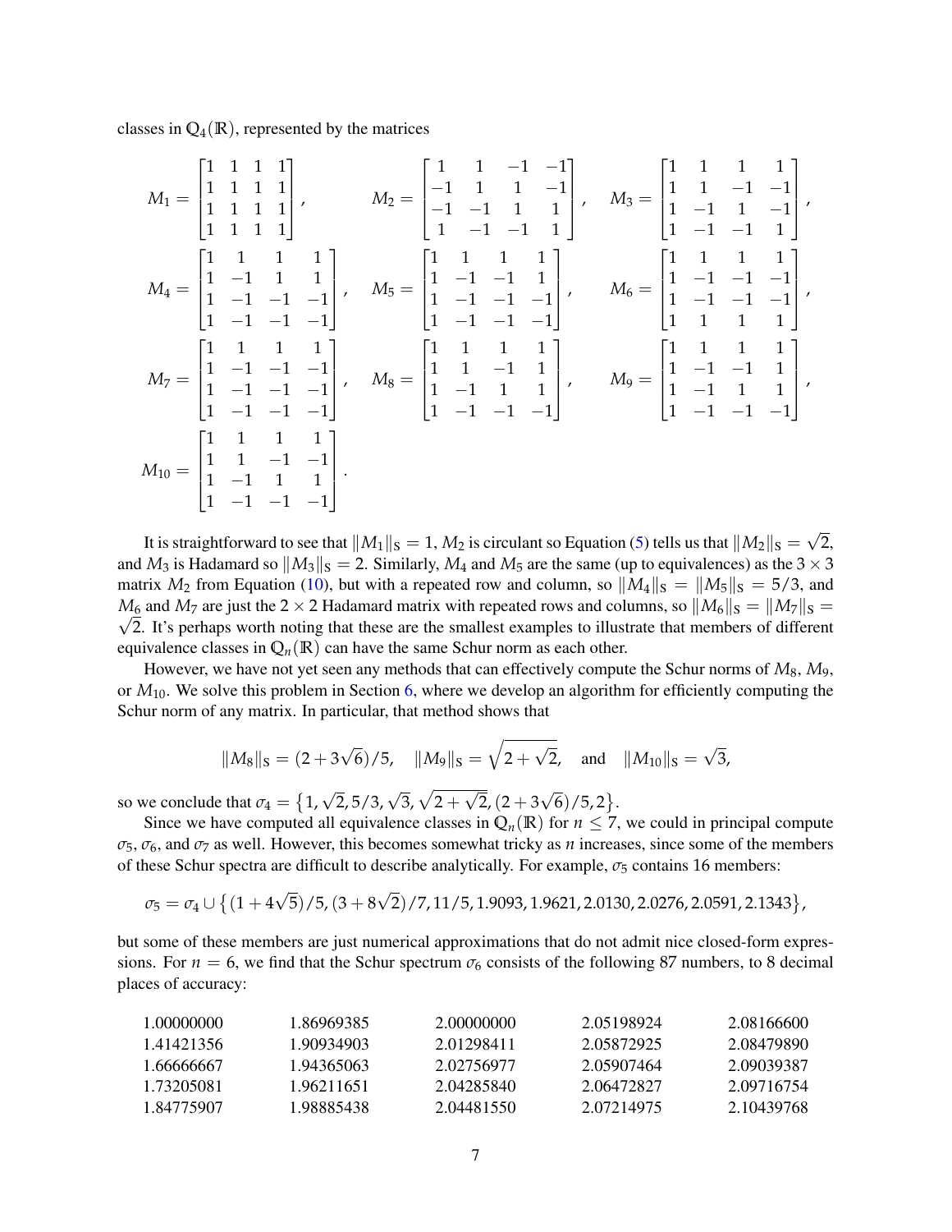classes in $\mathbb{Q}_4(\mathbb{R})$, represented by the matrices

$$M_1 = \begin{bmatrix} 1 & 1 & 1 & 1 \\ 1 & 1 & 1 & 1 \\ 1 & 1 & 1 & 1 \\ 1 & 1 & 1 & 1 \end{bmatrix}, \qquad M_2 = \begin{bmatrix} 1 & 1 & -1 & -1 \\ -1 & 1 & 1 & -1 \\ -1 & -1 & 1 & 1 \\ 1 & -1 & -1 & 1 \end{bmatrix}, \quad M_3 = \begin{bmatrix} 1 & 1 & 1 & 1 \\ 1 & 1 & -1 & -1 \\ 1 & -1 & 1 & -1 \\ 1 & -1 & -1 & 1 \end{bmatrix},$$

$$M_4 = \begin{bmatrix} 1 & 1 & 1 & 1 \\ 1 & -1 & 1 & 1 \\ 1 & -1 & -1 & -1 \\ 1 & -1 & -1 & -1 \end{bmatrix}, \quad M_5 = \begin{bmatrix} 1 & 1 & 1 & 1 \\ 1 & -1 & -1 & 1 \\ 1 & -1 & -1 & -1 \\ 1 & -1 & -1 & -1 \end{bmatrix}, \quad M_6 = \begin{bmatrix} 1 & 1 & 1 & 1 \\ 1 & -1 & -1 & -1 \\ 1 & -1 & -1 & -1 \\ 1 & 1 & 1 & 1 \end{bmatrix},$$

$$M_7 = \begin{bmatrix} 1 & 1 & 1 & 1 \\ 1 & -1 & -1 & -1 \\ 1 & -1 & -1 & -1 \\ 1 & -1 & -1 & -1 \end{bmatrix}, \quad M_8 = \begin{bmatrix} 1 & 1 & 1 & 1 \\ 1 & 1 & -1 & 1 \\ 1 & -1 & 1 & 1 \\ 1 & -1 & -1 & -1 \end{bmatrix}, \quad M_9 = \begin{bmatrix} 1 & 1 & 1 & 1 \\ 1 & -1 & -1 & 1 \\ 1 & -1 & 1 & 1 \\ 1 & -1 & -1 & -1 \end{bmatrix},$$

$$M_{10} = \begin{bmatrix} 1 & 1 & 1 & 1 \\ 1 & 1 & -1 & -1 \\ 1 & -1 & 1 & 1 \\ 1 & -1 & -1 & -1 \end{bmatrix}.$$

It is straightforward to see that $\|M_1\|_S = 1$, $M_2$ is circulant so Equation (5) tells us that $\|M_2\|_S = \sqrt{2}$, and $M_3$ is Hadamard so $\|M_3\|_S = 2$. Similarly, $M_4$ and $M_5$ are the same (up to equivalences) as the $3 \times 3$ matrix $M_2$ from Equation (10), but with a repeated row and column, so $\|M_4\|_S = \|M_5\|_S = 5/3$, and $M_6$ and $M_7$ are just the $2 \times 2$ Hadamard matrix with repeated rows and columns, so $\|M_6\|_S = \|M_7\|_S = \sqrt{2}$. It's perhaps worth noting that these are the smallest examples to illustrate that members of different equivalence classes in $\mathbb{Q}_n(\mathbb{R})$ can have the same Schur norm as each other.

However, we have not yet seen any methods that can effectively compute the Schur norms of $M_8$, $M_9$, or $M_{10}$. We solve this problem in Section 6, where we develop an algorithm for efficiently computing the Schur norm of any matrix. In particular, that method shows that

$$\|M_8\|_S = (2 + 3\sqrt{6})/5, \quad \|M_9\|_S = \sqrt{2 + \sqrt{2}}, \quad \text{and} \quad \|M_{10}\|_S = \sqrt{3},$$

so we conclude that $\sigma_4 = \{1, \sqrt{2}, 5/3, \sqrt{3}, \sqrt{2 + \sqrt{2}}, (2 + 3\sqrt{6})/5, 2\}$.

Since we have computed all equivalence classes in $\mathbb{Q}_n(\mathbb{R})$ for $n \leq 7$, we could in principal compute $\sigma_5$, $\sigma_6$, and $\sigma_7$ as well. However, this becomes somewhat tricky as $n$ increases, since some of the members of these Schur spectra are difficult to describe analytically. For example, $\sigma_5$ contains 16 members:

$$\sigma_5 = \sigma_4 \cup \{(1 + 4\sqrt{5})/5, (3 + 8\sqrt{2})/7, 11/5, 1.9093, 1.9621, 2.0130, 2.0276, 2.0591, 2.1343\},$$

but some of these members are just numerical approximations that do not admit nice closed-form expressions. For $n = 6$, we find that the Schur spectrum $\sigma_6$ consists of the following 87 numbers, to 8 decimal places of accuracy:

| | | | | |
|---|---|---|---|---|
| 1.00000000 | 1.86969385 | 2.00000000 | 2.05198924 | 2.08166600 |
| 1.41421356 | 1.90934903 | 2.01298411 | 2.05872925 | 2.08479890 |
| 1.66666667 | 1.94365063 | 2.02756977 | 2.05907464 | 2.09039387 |
| 1.73205081 | 1.96211651 | 2.04285840 | 2.06472827 | 2.09716754 |
| 1.84775907 | 1.98885438 | 2.04481550 | 2.07214975 | 2.10439768 |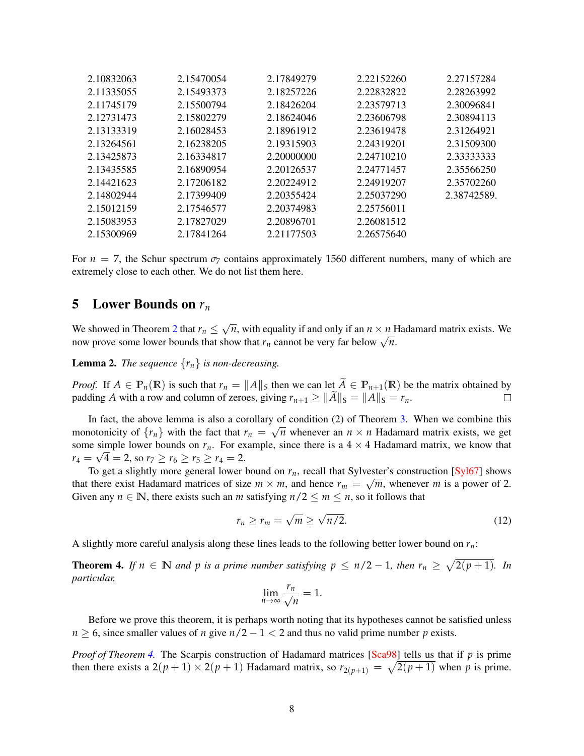| | | | | |
|---|---|---|---|---|
| 2.10832063 | 2.15470054 | 2.17849279 | 2.22152260 | 2.27157284 |
| 2.11335055 | 2.15493373 | 2.18257226 | 2.22832822 | 2.28263992 |
| 2.11745179 | 2.15500794 | 2.18426204 | 2.23579713 | 2.30096841 |
| 2.12731473 | 2.15802279 | 2.18624046 | 2.23606798 | 2.30894113 |
| 2.13133319 | 2.16028453 | 2.18961912 | 2.23619478 | 2.31264921 |
| 2.13264561 | 2.16238205 | 2.19315903 | 2.24319201 | 2.31509300 |
| 2.13425873 | 2.16334817 | 2.20000000 | 2.24710210 | 2.33333333 |
| 2.13435585 | 2.16890954 | 2.20126537 | 2.24771457 | 2.35566250 |
| 2.14421623 | 2.17206182 | 2.20224912 | 2.24919207 | 2.35702260 |
| 2.14802944 | 2.17399409 | 2.20355424 | 2.25037290 | 2.38742589. |
| 2.15012159 | 2.17546577 | 2.20374983 | 2.25756011 | |
| 2.15083953 | 2.17827029 | 2.20896701 | 2.26081512 | |
| 2.15300969 | 2.17841264 | 2.21177503 | 2.26575640 | |

For $n = 7$, the Schur spectrum $\sigma_7$ contains approximately 1560 different numbers, many of which are extremely close to each other. We do not list them here.

## 5 Lower Bounds on $r_n$

We showed in Theorem 2 that $r_n \leq \sqrt{n}$, with equality if and only if an $n \times n$ Hadamard matrix exists. We now prove some lower bounds that show that $r_n$ cannot be very far below $\sqrt{n}$.

**Lemma 2.** *The sequence $\{r_n\}$ is non-decreasing.*

*Proof.* If $A \in \mathbb{P}_n(\mathbb{R})$ is such that $r_n = \|A\|_S$ then we can let $\widetilde{A} \in \mathbb{P}_{n+1}(\mathbb{R})$ be the matrix obtained by padding $A$ with a row and column of zeroes, giving $r_{n+1} \geq \|\widetilde{A}\|_S = \|A\|_S = r_n$. $\square$

In fact, the above lemma is also a corollary of condition (2) of Theorem 3. When we combine this monotonicity of $\{r_n\}$ with the fact that $r_n = \sqrt{n}$ whenever an $n \times n$ Hadamard matrix exists, we get some simple lower bounds on $r_n$. For example, since there is a $4 \times 4$ Hadamard matrix, we know that $r_4 = \sqrt{4} = 2$, so $r_7 \geq r_6 \geq r_5 \geq r_4 = 2$.

To get a slightly more general lower bound on $r_n$, recall that Sylvester's construction [Syl67] shows that there exist Hadamard matrices of size $m \times m$, and hence $r_m = \sqrt{m}$, whenever $m$ is a power of 2. Given any $n \in \mathbb{N}$, there exists such an $m$ satisfying $n/2 \leq m \leq n$, so it follows that

$$r_n \geq r_m = \sqrt{m} \geq \sqrt{n/2}. \tag{12}$$

A slightly more careful analysis along these lines leads to the following better lower bound on $r_n$:

**Theorem 4.** *If $n \in \mathbb{N}$ and $p$ is a prime number satisfying $p \leq n/2 - 1$, then $r_n \geq \sqrt{2(p+1)}$. In particular,*

$$\lim_{n \to \infty} \frac{r_n}{\sqrt{n}} = 1.$$

Before we prove this theorem, it is perhaps worth noting that its hypotheses cannot be satisfied unless $n \geq 6$, since smaller values of $n$ give $n/2 - 1 < 2$ and thus no valid prime number $p$ exists.

*Proof of Theorem 4.* The Scarpis construction of Hadamard matrices [Sca98] tells us that if $p$ is prime then there exists a $2(p+1) \times 2(p+1)$ Hadamard matrix, so $r_{2(p+1)} = \sqrt{2(p+1)}$ when $p$ is prime.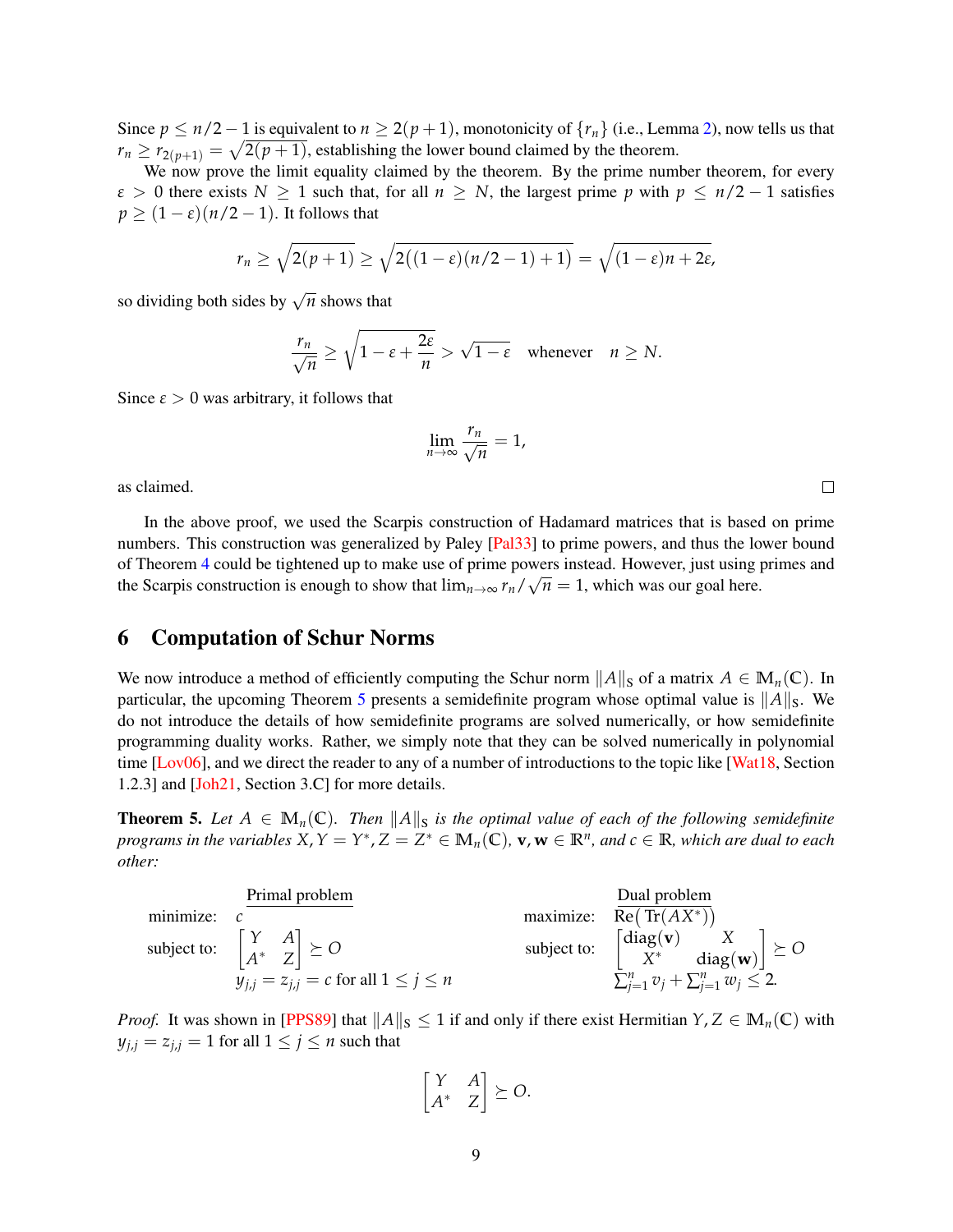Since $p \leq n/2 - 1$ is equivalent to $n \geq 2(p+1)$, monotonicity of $\{r_n\}$ (i.e., Lemma 2), now tells us that $r_n \geq r_{2(p+1)} = \sqrt{2(p+1)}$, establishing the lower bound claimed by the theorem.

We now prove the limit equality claimed by the theorem. By the prime number theorem, for every $\varepsilon > 0$ there exists $N \geq 1$ such that, for all $n \geq N$, the largest prime $p$ with $p \leq n/2 - 1$ satisfies $p \geq (1-\varepsilon)(n/2-1)$. It follows that

$$r_n \geq \sqrt{2(p+1)} \geq \sqrt{2\big((1-\varepsilon)(n/2-1)+1\big)} = \sqrt{(1-\varepsilon)n + 2\varepsilon},$$

so dividing both sides by $\sqrt{n}$ shows that

$$\frac{r_n}{\sqrt{n}} \geq \sqrt{1 - \varepsilon + \frac{2\varepsilon}{n}} > \sqrt{1-\varepsilon} \quad \text{whenever} \quad n \geq N.$$

Since $\varepsilon > 0$ was arbitrary, it follows that

$$\lim_{n\to\infty} \frac{r_n}{\sqrt{n}} = 1,$$

as claimed. □

In the above proof, we used the Scarpis construction of Hadamard matrices that is based on prime numbers. This construction was generalized by Paley [Pal33] to prime powers, and thus the lower bound of Theorem 4 could be tightened up to make use of prime powers instead. However, just using primes and the Scarpis construction is enough to show that $\lim_{n\to\infty} r_n/\sqrt{n} = 1$, which was our goal here.

## 6 Computation of Schur Norms

We now introduce a method of efficiently computing the Schur norm $\|A\|_{\mathrm{S}}$ of a matrix $A \in \mathbb{M}_n(\mathbb{C})$. In particular, the upcoming Theorem 5 presents a semidefinite program whose optimal value is $\|A\|_{\mathrm{S}}$. We do not introduce the details of how semidefinite programs are solved numerically, or how semidefinite programming duality works. Rather, we simply note that they can be solved numerically in polynomial time [Lov06], and we direct the reader to any of a number of introductions to the topic like [Wat18, Section 1.2.3] and [Joh21, Section 3.C] for more details.

**Theorem 5.** *Let $A \in \mathbb{M}_n(\mathbb{C})$. Then $\|A\|_{\mathrm{S}}$ is the optimal value of each of the following semidefinite programs in the variables $X, Y = Y^*, Z = Z^* \in \mathbb{M}_n(\mathbb{C})$, $\mathbf{v}, \mathbf{w} \in \mathbb{R}^n$, and $c \in \mathbb{R}$, which are dual to each other:*

**Primal problem**

$$\begin{aligned}
\text{minimize:} \quad & c \\
\text{subject to:} \quad & \begin{bmatrix} Y & A \\ A^* & Z \end{bmatrix} \succeq O \\
& y_{j,j} = z_{j,j} = c \text{ for all } 1 \leq j \leq n
\end{aligned}$$

**Dual problem**

$$\begin{aligned}
\text{maximize:} \quad & \mathrm{Re}\big(\mathrm{Tr}(AX^*)\big) \\
\text{subject to:} \quad & \begin{bmatrix} \mathrm{diag}(\mathbf{v}) & X \\ X^* & \mathrm{diag}(\mathbf{w}) \end{bmatrix} \succeq O \\
& \textstyle\sum_{j=1}^n v_j + \sum_{j=1}^n w_j \leq 2.
\end{aligned}$$

*Proof.* It was shown in [PPS89] that $\|A\|_{\mathrm{S}} \leq 1$ if and only if there exist Hermitian $Y, Z \in \mathbb{M}_n(\mathbb{C})$ with $y_{j,j} = z_{j,j} = 1$ for all $1 \leq j \leq n$ such that

$$\begin{bmatrix} Y & A \\ A^* & Z \end{bmatrix} \succeq O.$$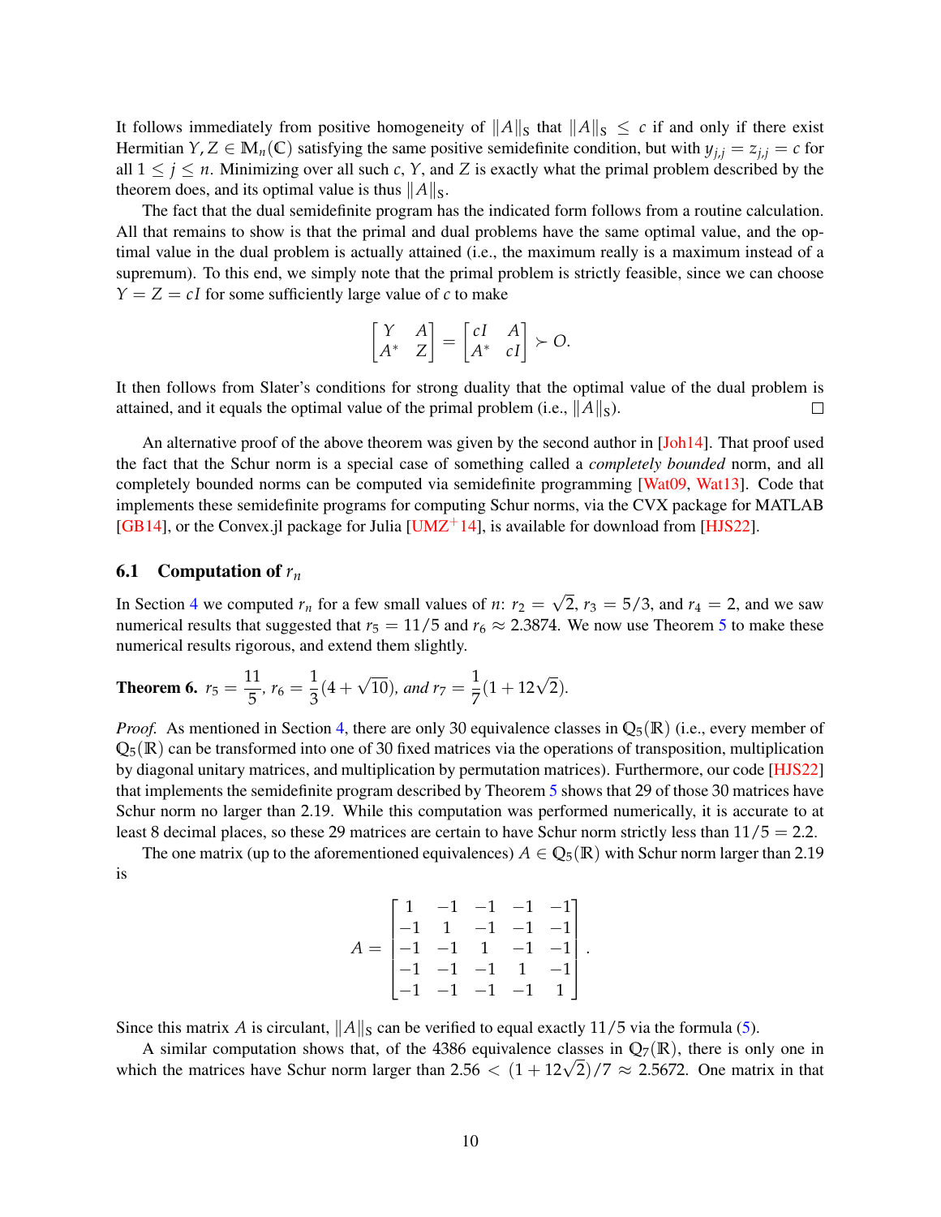It follows immediately from positive homogeneity of $\|A\|_{\text{S}}$ that $\|A\|_{\text{S}} \leq c$ if and only if there exist Hermitian $Y, Z \in \mathbb{M}_n(\mathbb{C})$ satisfying the same positive semidefinite condition, but with $y_{j,j} = z_{j,j} = c$ for all $1 \leq j \leq n$. Minimizing over all such $c$, $Y$, and $Z$ is exactly what the primal problem described by the theorem does, and its optimal value is thus $\|A\|_{\text{S}}$.

The fact that the dual semidefinite program has the indicated form follows from a routine calculation. All that remains to show is that the primal and dual problems have the same optimal value, and the optimal value in the dual problem is actually attained (i.e., the maximum really is a maximum instead of a supremum). To this end, we simply note that the primal problem is strictly feasible, since we can choose $Y = Z = cI$ for some sufficiently large value of $c$ to make

$$\begin{bmatrix} Y & A \\ A^* & Z \end{bmatrix} = \begin{bmatrix} cI & A \\ A^* & cI \end{bmatrix} \succ O.$$

It then follows from Slater's conditions for strong duality that the optimal value of the dual problem is attained, and it equals the optimal value of the primal problem (i.e., $\|A\|_{\text{S}}$). □

An alternative proof of the above theorem was given by the second author in [Joh14]. That proof used the fact that the Schur norm is a special case of something called a *completely bounded* norm, and all completely bounded norms can be computed via semidefinite programming [Wat09, Wat13]. Code that implements these semidefinite programs for computing Schur norms, via the CVX package for MATLAB [GB14], or the Convex.jl package for Julia [UMZ+14], is available for download from [HJS22].

### 6.1 Computation of $r_n$

In Section 4 we computed $r_n$ for a few small values of $n$: $r_2 = \sqrt{2}$, $r_3 = 5/3$, and $r_4 = 2$, and we saw numerical results that suggested that $r_5 = 11/5$ and $r_6 \approx 2.3874$. We now use Theorem 5 to make these numerical results rigorous, and extend them slightly.

**Theorem 6.** *$r_5 = \dfrac{11}{5}$, $r_6 = \dfrac{1}{3}(4 + \sqrt{10})$, and $r_7 = \dfrac{1}{7}(1 + 12\sqrt{2})$.*

*Proof.* As mentioned in Section 4, there are only 30 equivalence classes in $\mathbb{Q}_5(\mathbb{R})$ (i.e., every member of $\mathbb{Q}_5(\mathbb{R})$ can be transformed into one of 30 fixed matrices via the operations of transposition, multiplication by diagonal unitary matrices, and multiplication by permutation matrices). Furthermore, our code [HJS22] that implements the semidefinite program described by Theorem 5 shows that 29 of those 30 matrices have Schur norm no larger than 2.19. While this computation was performed numerically, it is accurate to at least 8 decimal places, so these 29 matrices are certain to have Schur norm strictly less than $11/5 = 2.2$.

The one matrix (up to the aforementioned equivalences) $A \in \mathbb{Q}_5(\mathbb{R})$ with Schur norm larger than 2.19 is

$$A = \begin{bmatrix} 1 & -1 & -1 & -1 & -1 \\ -1 & 1 & -1 & -1 & -1 \\ -1 & -1 & 1 & -1 & -1 \\ -1 & -1 & -1 & 1 & -1 \\ -1 & -1 & -1 & -1 & 1 \end{bmatrix}.$$

Since this matrix $A$ is circulant, $\|A\|_{\text{S}}$ can be verified to equal exactly $11/5$ via the formula (5).

A similar computation shows that, of the 4386 equivalence classes in $\mathbb{Q}_7(\mathbb{R})$, there is only one in which the matrices have Schur norm larger than $2.56 < (1 + 12\sqrt{2})/7 \approx 2.5672$. One matrix in that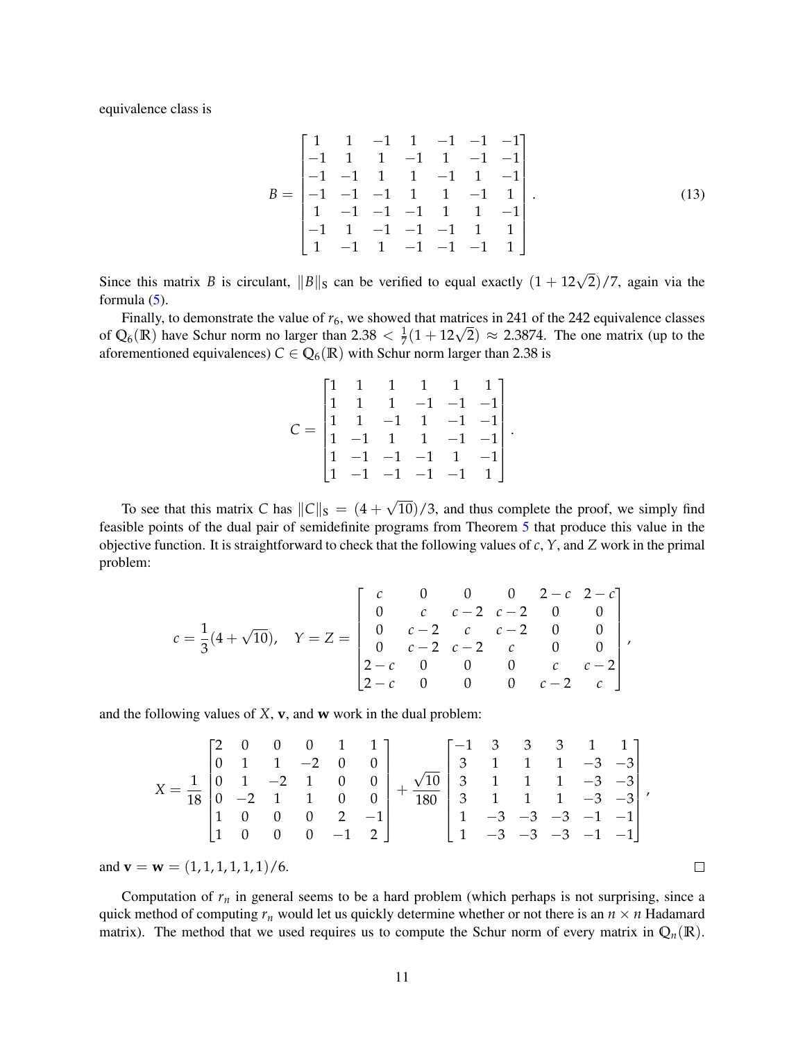equivalence class is

$$B = \begin{bmatrix} 1 & 1 & -1 & 1 & -1 & -1 & -1 \\ -1 & 1 & 1 & -1 & 1 & -1 & -1 \\ -1 & -1 & 1 & 1 & -1 & 1 & -1 \\ -1 & -1 & -1 & 1 & 1 & -1 & 1 \\ 1 & -1 & -1 & -1 & 1 & 1 & -1 \\ -1 & 1 & -1 & -1 & -1 & 1 & 1 \\ 1 & -1 & 1 & -1 & -1 & -1 & 1 \end{bmatrix}. \tag{13}$$

Since this matrix $B$ is circulant, $\|B\|_{\mathrm{S}}$ can be verified to equal exactly $(1+12\sqrt{2})/7$, again via the formula (5).

Finally, to demonstrate the value of $r_6$, we showed that matrices in 241 of the 242 equivalence classes of $\mathbb{Q}_6(\mathbb{R})$ have Schur norm no larger than $2.38 < \frac{1}{7}(1+12\sqrt{2}) \approx 2.3874$. The one matrix (up to the aforementioned equivalences) $C \in \mathbb{Q}_6(\mathbb{R})$ with Schur norm larger than 2.38 is

$$C = \begin{bmatrix} 1 & 1 & 1 & 1 & 1 & 1 \\ 1 & 1 & 1 & -1 & -1 & -1 \\ 1 & 1 & -1 & 1 & -1 & -1 \\ 1 & -1 & 1 & 1 & -1 & -1 \\ 1 & -1 & -1 & -1 & 1 & -1 \\ 1 & -1 & -1 & -1 & -1 & 1 \end{bmatrix}.$$

To see that this matrix $C$ has $\|C\|_{\mathrm{S}} = (4+\sqrt{10})/3$, and thus complete the proof, we simply find feasible points of the dual pair of semidefinite programs from Theorem 5 that produce this value in the objective function. It is straightforward to check that the following values of $c$, $Y$, and $Z$ work in the primal problem:

$$c = \frac{1}{3}(4+\sqrt{10}), \quad Y = Z = \begin{bmatrix} c & 0 & 0 & 0 & 2-c & 2-c \\ 0 & c & c-2 & c-2 & 0 & 0 \\ 0 & c-2 & c & c-2 & 0 & 0 \\ 0 & c-2 & c-2 & c & 0 & 0 \\ 2-c & 0 & 0 & 0 & c & c-2 \\ 2-c & 0 & 0 & 0 & c-2 & c \end{bmatrix},$$

and the following values of $X$, $\mathbf{v}$, and $\mathbf{w}$ work in the dual problem:

$$X = \frac{1}{18}\begin{bmatrix} 2 & 0 & 0 & 0 & 1 & 1 \\ 0 & 1 & 1 & -2 & 0 & 0 \\ 0 & 1 & -2 & 1 & 0 & 0 \\ 0 & -2 & 1 & 1 & 0 & 0 \\ 1 & 0 & 0 & 0 & 2 & -1 \\ 1 & 0 & 0 & 0 & -1 & 2 \end{bmatrix} + \frac{\sqrt{10}}{180}\begin{bmatrix} -1 & 3 & 3 & 3 & 1 & 1 \\ 3 & 1 & 1 & 1 & -3 & -3 \\ 3 & 1 & 1 & 1 & -3 & -3 \\ 3 & 1 & 1 & 1 & -3 & -3 \\ 1 & -3 & -3 & -3 & -1 & -1 \\ 1 & -3 & -3 & -3 & -1 & -1 \end{bmatrix},$$

and $\mathbf{v} = \mathbf{w} = (1,1,1,1,1,1)/6$. ∎

Computation of $r_n$ in general seems to be a hard problem (which perhaps is not surprising, since a quick method of computing $r_n$ would let us quickly determine whether or not there is an $n \times n$ Hadamard matrix). The method that we used requires us to compute the Schur norm of every matrix in $\mathbb{Q}_n(\mathbb{R})$.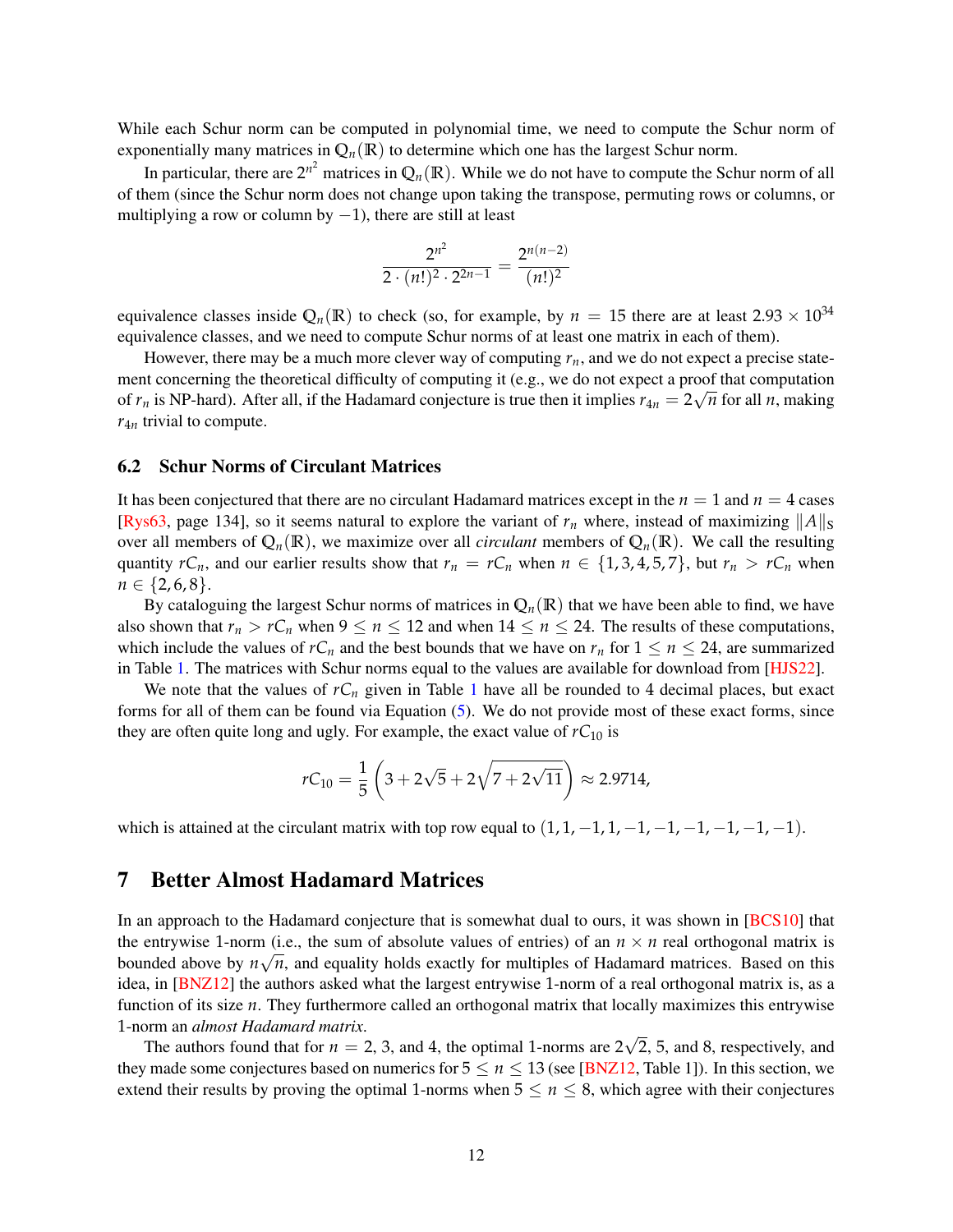While each Schur norm can be computed in polynomial time, we need to compute the Schur norm of exponentially many matrices in $\mathbb{Q}_n(\mathbb{R})$ to determine which one has the largest Schur norm.

In particular, there are $2^{n^2}$ matrices in $\mathbb{Q}_n(\mathbb{R})$. While we do not have to compute the Schur norm of all of them (since the Schur norm does not change upon taking the transpose, permuting rows or columns, or multiplying a row or column by $-1$), there are still at least

$$\frac{2^{n^2}}{2 \cdot (n!)^2 \cdot 2^{2n-1}} = \frac{2^{n(n-2)}}{(n!)^2}$$

equivalence classes inside $\mathbb{Q}_n(\mathbb{R})$ to check (so, for example, by $n = 15$ there are at least $2.93 \times 10^{34}$ equivalence classes, and we need to compute Schur norms of at least one matrix in each of them).

However, there may be a much more clever way of computing $r_n$, and we do not expect a precise statement concerning the theoretical difficulty of computing it (e.g., we do not expect a proof that computation of $r_n$ is NP-hard). After all, if the Hadamard conjecture is true then it implies $r_{4n} = 2\sqrt{n}$ for all $n$, making $r_{4n}$ trivial to compute.

### 6.2 Schur Norms of Circulant Matrices

It has been conjectured that there are no circulant Hadamard matrices except in the $n = 1$ and $n = 4$ cases [Rys63, page 134], so it seems natural to explore the variant of $r_n$ where, instead of maximizing $\|A\|_S$ over all members of $\mathbb{Q}_n(\mathbb{R})$, we maximize over all *circulant* members of $\mathbb{Q}_n(\mathbb{R})$. We call the resulting quantity $rC_n$, and our earlier results show that $r_n = rC_n$ when $n \in \{1,3,4,5,7\}$, but $r_n > rC_n$ when $n \in \{2,6,8\}$.

By cataloguing the largest Schur norms of matrices in $\mathbb{Q}_n(\mathbb{R})$ that we have been able to find, we have also shown that $r_n > rC_n$ when $9 \le n \le 12$ and when $14 \le n \le 24$. The results of these computations, which include the values of $rC_n$ and the best bounds that we have on $r_n$ for $1 \le n \le 24$, are summarized in Table 1. The matrices with Schur norms equal to the values are available for download from [HJS22].

We note that the values of $rC_n$ given in Table 1 have all be rounded to 4 decimal places, but exact forms for all of them can be found via Equation (5). We do not provide most of these exact forms, since they are often quite long and ugly. For example, the exact value of $rC_{10}$ is

$$rC_{10} = \frac{1}{5}\left(3 + 2\sqrt{5} + 2\sqrt{7 + 2\sqrt{11}}\right) \approx 2.9714,$$

which is attained at the circulant matrix with top row equal to $(1, 1, -1, 1, -1, -1, -1, -1, -1, -1)$.

## 7 Better Almost Hadamard Matrices

In an approach to the Hadamard conjecture that is somewhat dual to ours, it was shown in [BCS10] that the entrywise 1-norm (i.e., the sum of absolute values of entries) of an $n \times n$ real orthogonal matrix is bounded above by $n\sqrt{n}$, and equality holds exactly for multiples of Hadamard matrices. Based on this idea, in [BNZ12] the authors asked what the largest entrywise 1-norm of a real orthogonal matrix is, as a function of its size $n$. They furthermore called an orthogonal matrix that locally maximizes this entrywise 1-norm an *almost Hadamard matrix*.

The authors found that for $n = 2$, 3, and 4, the optimal 1-norms are $2\sqrt{2}$, 5, and 8, respectively, and they made some conjectures based on numerics for $5 \le n \le 13$ (see [BNZ12, Table 1]). In this section, we extend their results by proving the optimal 1-norms when $5 \le n \le 8$, which agree with their conjectures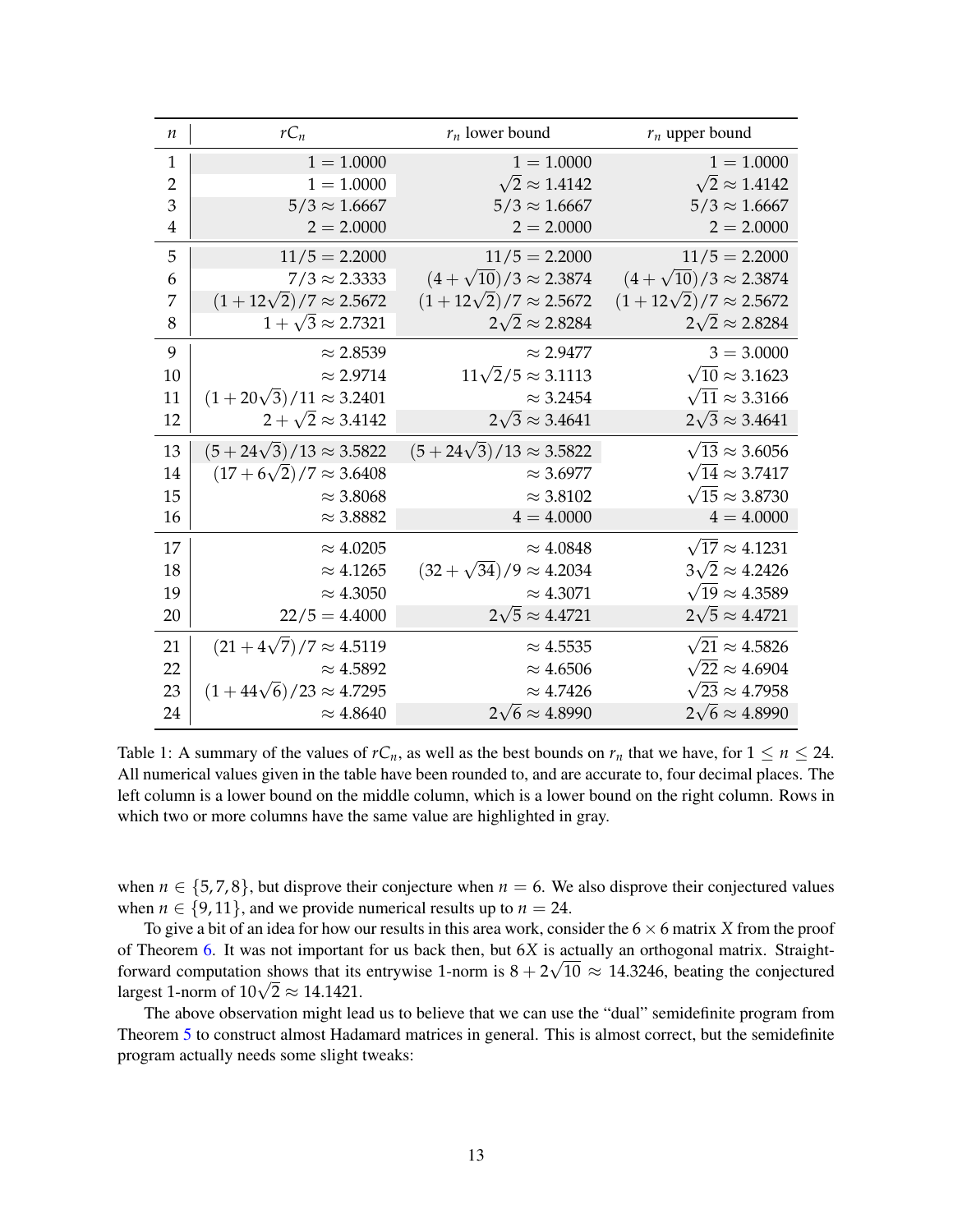| $n$ | $rC_n$ | $r_n$ lower bound | $r_n$ upper bound |
|---|---|---|---|
| 1 | $1 = 1.0000$ | $1 = 1.0000$ | $1 = 1.0000$ |
| 2 | $1 = 1.0000$ | $\sqrt{2} \approx 1.4142$ | $\sqrt{2} \approx 1.4142$ |
| 3 | $5/3 \approx 1.6667$ | $5/3 \approx 1.6667$ | $5/3 \approx 1.6667$ |
| 4 | $2 = 2.0000$ | $2 = 2.0000$ | $2 = 2.0000$ |
| 5 | $11/5 = 2.2000$ | $11/5 = 2.2000$ | $11/5 = 2.2000$ |
| 6 | $7/3 \approx 2.3333$ | $(4+\sqrt{10})/3 \approx 2.3874$ | $(4+\sqrt{10})/3 \approx 2.3874$ |
| 7 | $(1+12\sqrt{2})/7 \approx 2.5672$ | $(1+12\sqrt{2})/7 \approx 2.5672$ | $(1+12\sqrt{2})/7 \approx 2.5672$ |
| 8 | $1+\sqrt{3} \approx 2.7321$ | $2\sqrt{2} \approx 2.8284$ | $2\sqrt{2} \approx 2.8284$ |
| 9 | $\approx 2.8539$ | $\approx 2.9477$ | $3 = 3.0000$ |
| 10 | $\approx 2.9714$ | $11\sqrt{2}/5 \approx 3.1113$ | $\sqrt{10} \approx 3.1623$ |
| 11 | $(1+20\sqrt{3})/11 \approx 3.2401$ | $\approx 3.2454$ | $\sqrt{11} \approx 3.3166$ |
| 12 | $2+\sqrt{2} \approx 3.4142$ | $2\sqrt{3} \approx 3.4641$ | $2\sqrt{3} \approx 3.4641$ |
| 13 | $(5+24\sqrt{3})/13 \approx 3.5822$ | $(5+24\sqrt{3})/13 \approx 3.5822$ | $\sqrt{13} \approx 3.6056$ |
| 14 | $(17+6\sqrt{2})/7 \approx 3.6408$ | $\approx 3.6977$ | $\sqrt{14} \approx 3.7417$ |
| 15 | $\approx 3.8068$ | $\approx 3.8102$ | $\sqrt{15} \approx 3.8730$ |
| 16 | $\approx 3.8882$ | $4 = 4.0000$ | $4 = 4.0000$ |
| 17 | $\approx 4.0205$ | $\approx 4.0848$ | $\sqrt{17} \approx 4.1231$ |
| 18 | $\approx 4.1265$ | $(32+\sqrt{34})/9 \approx 4.2034$ | $3\sqrt{2} \approx 4.2426$ |
| 19 | $\approx 4.3050$ | $\approx 4.3071$ | $\sqrt{19} \approx 4.3589$ |
| 20 | $22/5 = 4.4000$ | $2\sqrt{5} \approx 4.4721$ | $2\sqrt{5} \approx 4.4721$ |
| 21 | $(21+4\sqrt{7})/7 \approx 4.5119$ | $\approx 4.5535$ | $\sqrt{21} \approx 4.5826$ |
| 22 | $\approx 4.5892$ | $\approx 4.6506$ | $\sqrt{22} \approx 4.6904$ |
| 23 | $(1+44\sqrt{6})/23 \approx 4.7295$ | $\approx 4.7426$ | $\sqrt{23} \approx 4.7958$ |
| 24 | $\approx 4.8640$ | $2\sqrt{6} \approx 4.8990$ | $2\sqrt{6} \approx 4.8990$ |

Table 1: A summary of the values of $rC_n$, as well as the best bounds on $r_n$ that we have, for $1 \leq n \leq 24$. All numerical values given in the table have been rounded to, and are accurate to, four decimal places. The left column is a lower bound on the middle column, which is a lower bound on the right column. Rows in which two or more columns have the same value are highlighted in gray.

when $n \in \{5, 7, 8\}$, but disprove their conjecture when $n = 6$. We also disprove their conjectured values when $n \in \{9, 11\}$, and we provide numerical results up to $n = 24$.

To give a bit of an idea for how our results in this area work, consider the $6 \times 6$ matrix $X$ from the proof of Theorem 6. It was not important for us back then, but $6X$ is actually an orthogonal matrix. Straightforward computation shows that its entrywise 1-norm is $8 + 2\sqrt{10} \approx 14.3246$, beating the conjectured largest 1-norm of $10\sqrt{2} \approx 14.1421$.

The above observation might lead us to believe that we can use the "dual" semidefinite program from Theorem 5 to construct almost Hadamard matrices in general. This is almost correct, but the semidefinite program actually needs some slight tweaks: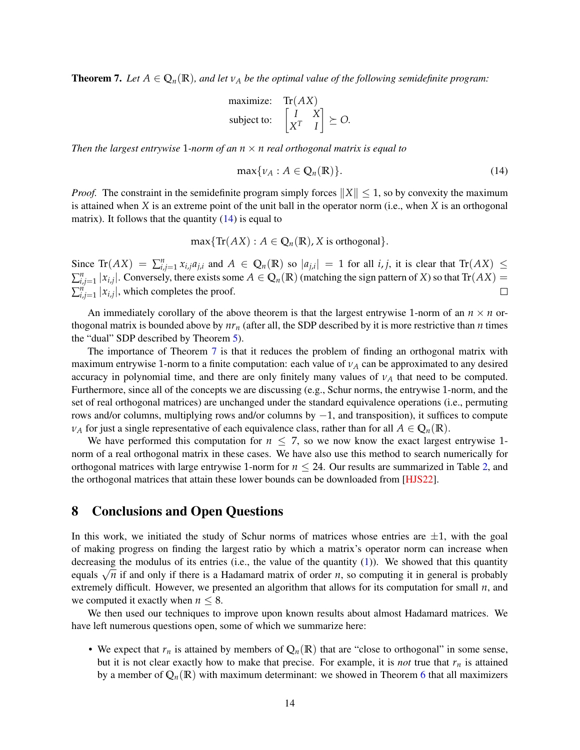**Theorem 7.** *Let $A \in \mathbb{Q}_n(\mathbb{R})$, and let $\nu_A$ be the optimal value of the following semidefinite program:*

$$\begin{aligned} \text{maximize:} \quad & \mathrm{Tr}(AX) \\ \text{subject to:} \quad & \begin{bmatrix} I & X \\ X^T & I \end{bmatrix} \succeq O. \end{aligned}$$

*Then the largest entrywise 1-norm of an $n \times n$ real orthogonal matrix is equal to*

$$\max\{\nu_A : A \in \mathbb{Q}_n(\mathbb{R})\}. \tag{14}$$

*Proof.* The constraint in the semidefinite program simply forces $\|X\| \leq 1$, so by convexity the maximum is attained when $X$ is an extreme point of the unit ball in the operator norm (i.e., when $X$ is an orthogonal matrix). It follows that the quantity (14) is equal to

$$\max\{\mathrm{Tr}(AX) : A \in \mathbb{Q}_n(\mathbb{R}), X \text{ is orthogonal}\}.$$

Since $\mathrm{Tr}(AX) = \sum_{i,j=1}^{n} x_{i,j}a_{j,i}$ and $A \in \mathbb{Q}_n(\mathbb{R})$ so $|a_{j,i}| = 1$ for all $i, j$, it is clear that $\mathrm{Tr}(AX) \leq \sum_{i,j=1}^{n} |x_{i,j}|$. Conversely, there exists some $A \in \mathbb{Q}_n(\mathbb{R})$ (matching the sign pattern of $X$) so that $\mathrm{Tr}(AX) = \sum_{i,j=1}^{n} |x_{i,j}|$, which completes the proof. □

An immediately corollary of the above theorem is that the largest entrywise 1-norm of an $n \times n$ orthogonal matrix is bounded above by $nr_n$ (after all, the SDP described by it is more restrictive than $n$ times the "dual" SDP described by Theorem 5).

The importance of Theorem 7 is that it reduces the problem of finding an orthogonal matrix with maximum entrywise 1-norm to a finite computation: each value of $\nu_A$ can be approximated to any desired accuracy in polynomial time, and there are only finitely many values of $\nu_A$ that need to be computed. Furthermore, since all of the concepts we are discussing (e.g., Schur norms, the entrywise 1-norm, and the set of real orthogonal matrices) are unchanged under the standard equivalence operations (i.e., permuting rows and/or columns, multiplying rows and/or columns by $-1$, and transposition), it suffices to compute $\nu_A$ for just a single representative of each equivalence class, rather than for all $A \in \mathbb{Q}_n(\mathbb{R})$.

We have performed this computation for $n \leq 7$, so we now know the exact largest entrywise 1-norm of a real orthogonal matrix in these cases. We have also use this method to search numerically for orthogonal matrices with large entrywise 1-norm for $n \leq 24$. Our results are summarized in Table 2, and the orthogonal matrices that attain these lower bounds can be downloaded from [HJS22].

## 8 Conclusions and Open Questions

In this work, we initiated the study of Schur norms of matrices whose entries are $\pm 1$, with the goal of making progress on finding the largest ratio by which a matrix's operator norm can increase when decreasing the modulus of its entries (i.e., the value of the quantity (1)). We showed that this quantity equals $\sqrt{n}$ if and only if there is a Hadamard matrix of order $n$, so computing it in general is probably extremely difficult. However, we presented an algorithm that allows for its computation for small $n$, and we computed it exactly when $n \leq 8$.

We then used our techniques to improve upon known results about almost Hadamard matrices. We have left numerous questions open, some of which we summarize here:

- We expect that $r_n$ is attained by members of $\mathbb{Q}_n(\mathbb{R})$ that are "close to orthogonal" in some sense, but it is not clear exactly how to make that precise. For example, it is *not* true that $r_n$ is attained by a member of $\mathbb{Q}_n(\mathbb{R})$ with maximum determinant: we showed in Theorem 6 that all maximizers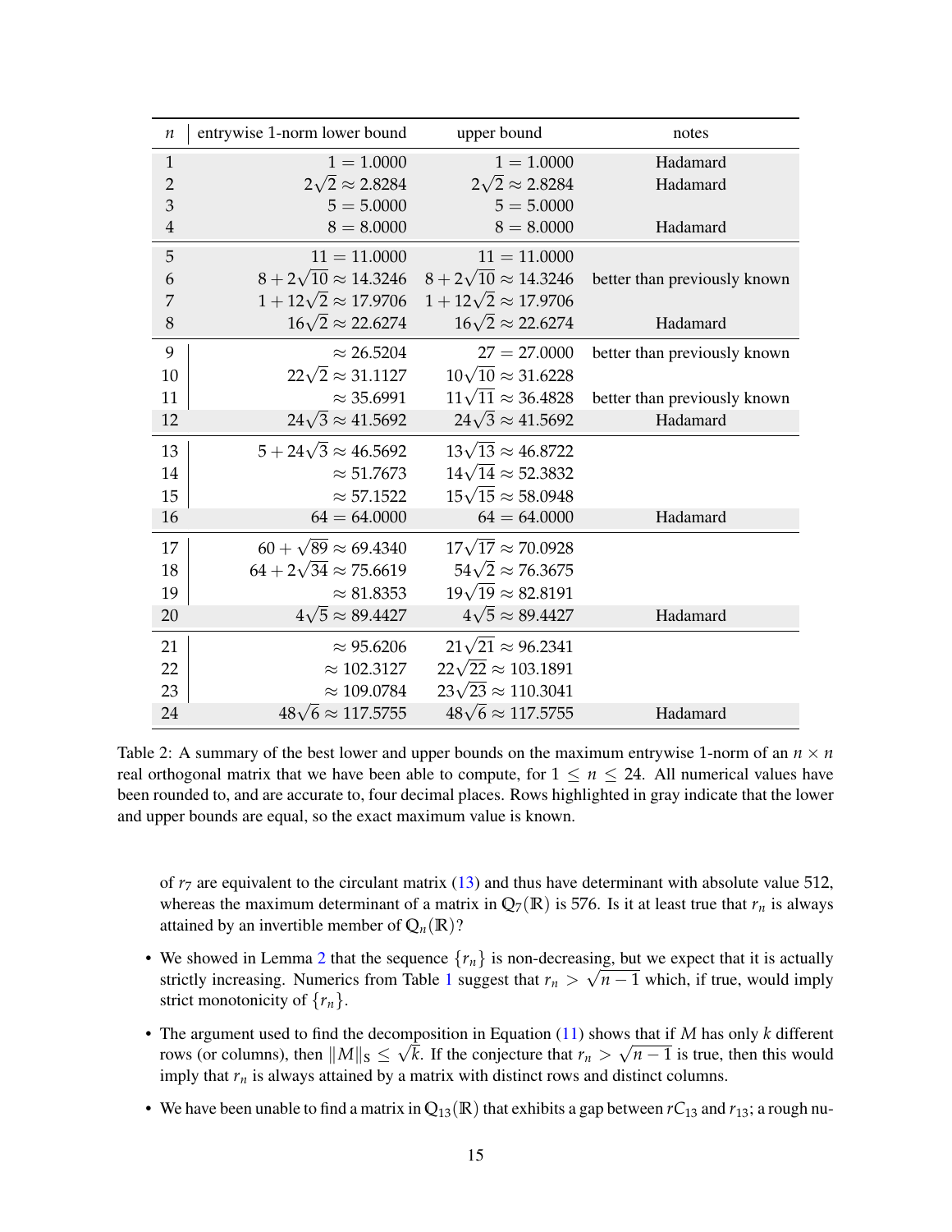| $n$ | entrywise 1-norm lower bound | upper bound | notes |
|---|---|---|---|
| 1 | $1 = 1.0000$ | $1 = 1.0000$ | Hadamard |
| 2 | $2\sqrt{2} \approx 2.8284$ | $2\sqrt{2} \approx 2.8284$ | Hadamard |
| 3 | $5 = 5.0000$ | $5 = 5.0000$ | |
| 4 | $8 = 8.0000$ | $8 = 8.0000$ | Hadamard |
| 5 | $11 = 11.0000$ | $11 = 11.0000$ | |
| 6 | $8 + 2\sqrt{10} \approx 14.3246$ | $8 + 2\sqrt{10} \approx 14.3246$ | better than previously known |
| 7 | $1 + 12\sqrt{2} \approx 17.9706$ | $1 + 12\sqrt{2} \approx 17.9706$ | |
| 8 | $16\sqrt{2} \approx 22.6274$ | $16\sqrt{2} \approx 22.6274$ | Hadamard |
| 9 | $\approx 26.5204$ | $27 = 27.0000$ | better than previously known |
| 10 | $22\sqrt{2} \approx 31.1127$ | $10\sqrt{10} \approx 31.6228$ | |
| 11 | $\approx 35.6991$ | $11\sqrt{11} \approx 36.4828$ | better than previously known |
| 12 | $24\sqrt{3} \approx 41.5692$ | $24\sqrt{3} \approx 41.5692$ | Hadamard |
| 13 | $5 + 24\sqrt{3} \approx 46.5692$ | $13\sqrt{13} \approx 46.8722$ | |
| 14 | $\approx 51.7673$ | $14\sqrt{14} \approx 52.3832$ | |
| 15 | $\approx 57.1522$ | $15\sqrt{15} \approx 58.0948$ | |
| 16 | $64 = 64.0000$ | $64 = 64.0000$ | Hadamard |
| 17 | $60 + \sqrt{89} \approx 69.4340$ | $17\sqrt{17} \approx 70.0928$ | |
| 18 | $64 + 2\sqrt{34} \approx 75.6619$ | $54\sqrt{2} \approx 76.3675$ | |
| 19 | $\approx 81.8353$ | $19\sqrt{19} \approx 82.8191$ | |
| 20 | $4\sqrt{5} \approx 89.4427$ | $4\sqrt{5} \approx 89.4427$ | Hadamard |
| 21 | $\approx 95.6206$ | $21\sqrt{21} \approx 96.2341$ | |
| 22 | $\approx 102.3127$ | $22\sqrt{22} \approx 103.1891$ | |
| 23 | $\approx 109.0784$ | $23\sqrt{23} \approx 110.3041$ | |
| 24 | $48\sqrt{6} \approx 117.5755$ | $48\sqrt{6} \approx 117.5755$ | Hadamard |

Table 2: A summary of the best lower and upper bounds on the maximum entrywise 1-norm of an $n \times n$ real orthogonal matrix that we have been able to compute, for $1 \leq n \leq 24$. All numerical values have been rounded to, and are accurate to, four decimal places. Rows highlighted in gray indicate that the lower and upper bounds are equal, so the exact maximum value is known.

of $r_7$ are equivalent to the circulant matrix (13) and thus have determinant with absolute value 512, whereas the maximum determinant of a matrix in $\mathcal{Q}_7(\mathbb{R})$ is 576. Is it at least true that $r_n$ is always attained by an invertible member of $\mathcal{Q}_n(\mathbb{R})$?

- We showed in Lemma 2 that the sequence $\{r_n\}$ is non-decreasing, but we expect that it is actually strictly increasing. Numerics from Table 1 suggest that $r_n > \sqrt{n-1}$ which, if true, would imply strict monotonicity of $\{r_n\}$.
- The argument used to find the decomposition in Equation (11) shows that if $M$ has only $k$ different rows (or columns), then $\|M\|_S \leq \sqrt{k}$. If the conjecture that $r_n > \sqrt{n-1}$ is true, then this would imply that $r_n$ is always attained by a matrix with distinct rows and distinct columns.
- We have been unable to find a matrix in $\mathcal{Q}_{13}(\mathbb{R})$ that exhibits a gap between $rC_{13}$ and $r_{13}$; a rough nu-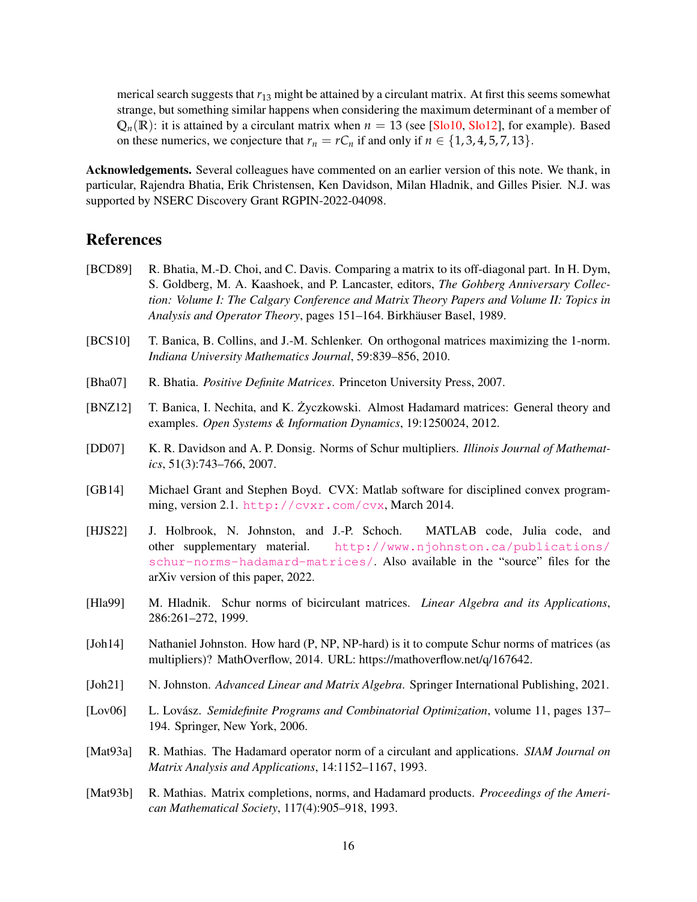merical search suggests that $r_{13}$ might be attained by a circulant matrix. At first this seems somewhat strange, but something similar happens when considering the maximum determinant of a member of $\mathbb{Q}_n(\mathbb{R})$: it is attained by a circulant matrix when $n = 13$ (see [Slo10, Slo12], for example). Based on these numerics, we conjecture that $r_n = rC_n$ if and only if $n \in \{1, 3, 4, 5, 7, 13\}$.

**Acknowledgements.** Several colleagues have commented on an earlier version of this note. We thank, in particular, Rajendra Bhatia, Erik Christensen, Ken Davidson, Milan Hladnik, and Gilles Pisier. N.J. was supported by NSERC Discovery Grant RGPIN-2022-04098.

## References

[BCD89] R. Bhatia, M.-D. Choi, and C. Davis. Comparing a matrix to its off-diagonal part. In H. Dym, S. Goldberg, M. A. Kaashoek, and P. Lancaster, editors, *The Gohberg Anniversary Collection: Volume I: The Calgary Conference and Matrix Theory Papers and Volume II: Topics in Analysis and Operator Theory*, pages 151–164. Birkhäuser Basel, 1989.

[BCS10] T. Banica, B. Collins, and J.-M. Schlenker. On orthogonal matrices maximizing the 1-norm. *Indiana University Mathematics Journal*, 59:839–856, 2010.

[Bha07] R. Bhatia. *Positive Definite Matrices*. Princeton University Press, 2007.

[BNZ12] T. Banica, I. Nechita, and K. Życzkowski. Almost Hadamard matrices: General theory and examples. *Open Systems & Information Dynamics*, 19:1250024, 2012.

[DD07] K. R. Davidson and A. P. Donsig. Norms of Schur multipliers. *Illinois Journal of Mathematics*, 51(3):743–766, 2007.

[GB14] Michael Grant and Stephen Boyd. CVX: Matlab software for disciplined convex programming, version 2.1. http://cvxr.com/cvx, March 2014.

[HJS22] J. Holbrook, N. Johnston, and J.-P. Schoch. MATLAB code, Julia code, and other supplementary material. http://www.njohnston.ca/publications/schur-norms-hadamard-matrices/. Also available in the "source" files for the arXiv version of this paper, 2022.

[Hla99] M. Hladnik. Schur norms of bicirculant matrices. *Linear Algebra and its Applications*, 286:261–272, 1999.

[Joh14] Nathaniel Johnston. How hard (P, NP, NP-hard) is it to compute Schur norms of matrices (as multipliers)? MathOverflow, 2014. URL: https://mathoverflow.net/q/167642.

[Joh21] N. Johnston. *Advanced Linear and Matrix Algebra*. Springer International Publishing, 2021.

[Lov06] L. Lovász. *Semidefinite Programs and Combinatorial Optimization*, volume 11, pages 137–194. Springer, New York, 2006.

[Mat93a] R. Mathias. The Hadamard operator norm of a circulant and applications. *SIAM Journal on Matrix Analysis and Applications*, 14:1152–1167, 1993.

[Mat93b] R. Mathias. Matrix completions, norms, and Hadamard products. *Proceedings of the American Mathematical Society*, 117(4):905–918, 1993.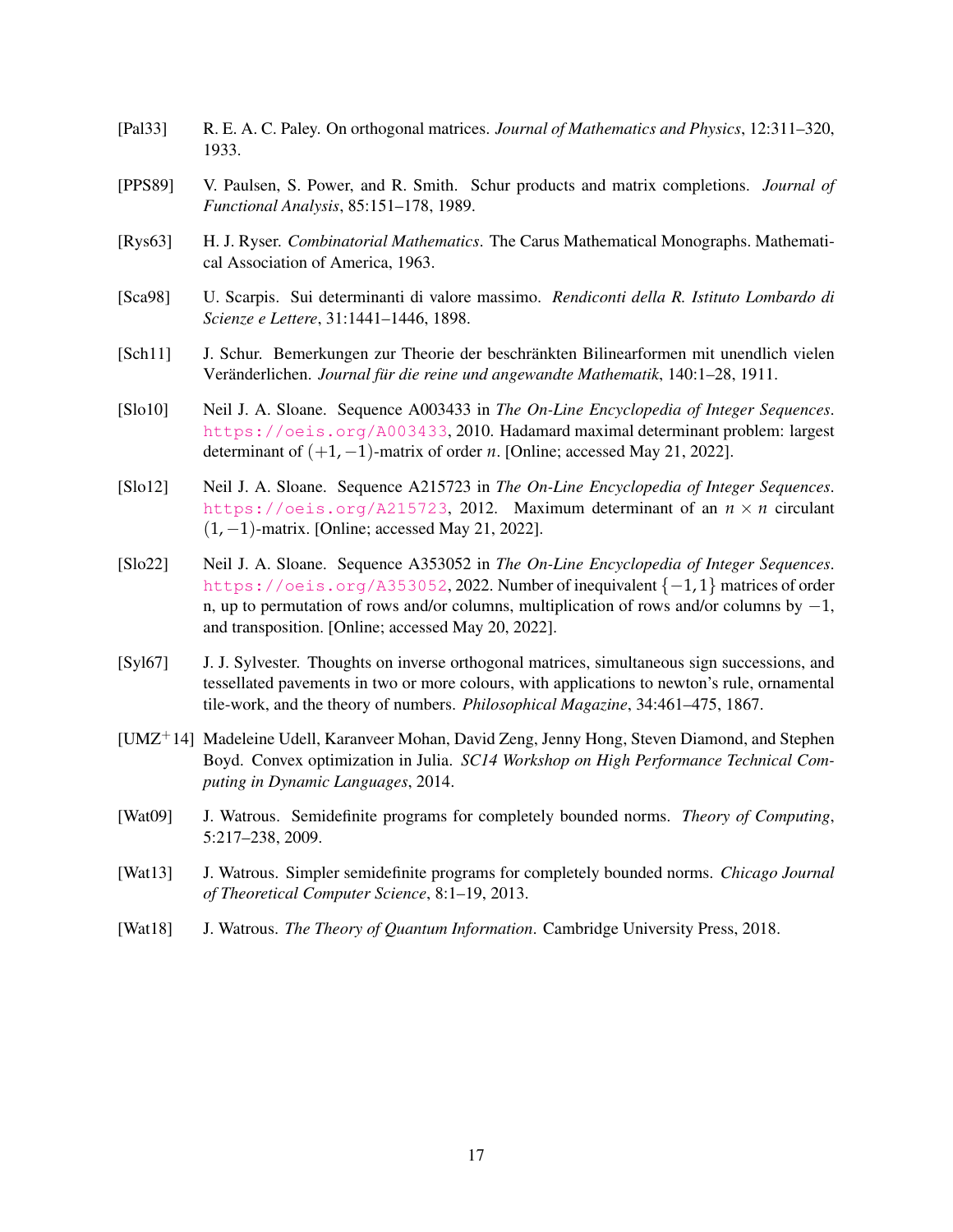[Pal33] R. E. A. C. Paley. On orthogonal matrices. *Journal of Mathematics and Physics*, 12:311–320, 1933.

[PPS89] V. Paulsen, S. Power, and R. Smith. Schur products and matrix completions. *Journal of Functional Analysis*, 85:151–178, 1989.

[Rys63] H. J. Ryser. *Combinatorial Mathematics*. The Carus Mathematical Monographs. Mathematical Association of America, 1963.

[Sca98] U. Scarpis. Sui determinanti di valore massimo. *Rendiconti della R. Istituto Lombardo di Scienze e Lettere*, 31:1441–1446, 1898.

[Sch11] J. Schur. Bemerkungen zur Theorie der beschränkten Bilinearformen mit unendlich vielen Veränderlichen. *Journal für die reine und angewandte Mathematik*, 140:1–28, 1911.

[Slo10] Neil J. A. Sloane. Sequence A003433 in *The On-Line Encyclopedia of Integer Sequences*. https://oeis.org/A003433, 2010. Hadamard maximal determinant problem: largest determinant of $(+1, -1)$-matrix of order $n$. [Online; accessed May 21, 2022].

[Slo12] Neil J. A. Sloane. Sequence A215723 in *The On-Line Encyclopedia of Integer Sequences*. https://oeis.org/A215723, 2012. Maximum determinant of an $n \times n$ circulant $(1, -1)$-matrix. [Online; accessed May 21, 2022].

[Slo22] Neil J. A. Sloane. Sequence A353052 in *The On-Line Encyclopedia of Integer Sequences*. https://oeis.org/A353052, 2022. Number of inequivalent $\{-1, 1\}$ matrices of order n, up to permutation of rows and/or columns, multiplication of rows and/or columns by $-1$, and transposition. [Online; accessed May 20, 2022].

[Syl67] J. J. Sylvester. Thoughts on inverse orthogonal matrices, simultaneous sign successions, and tessellated pavements in two or more colours, with applications to newton's rule, ornamental tile-work, and the theory of numbers. *Philosophical Magazine*, 34:461–475, 1867.

[UMZ+14] Madeleine Udell, Karanveer Mohan, David Zeng, Jenny Hong, Steven Diamond, and Stephen Boyd. Convex optimization in Julia. *SC14 Workshop on High Performance Technical Computing in Dynamic Languages*, 2014.

[Wat09] J. Watrous. Semidefinite programs for completely bounded norms. *Theory of Computing*, 5:217–238, 2009.

[Wat13] J. Watrous. Simpler semidefinite programs for completely bounded norms. *Chicago Journal of Theoretical Computer Science*, 8:1–19, 2013.

[Wat18] J. Watrous. *The Theory of Quantum Information*. Cambridge University Press, 2018.